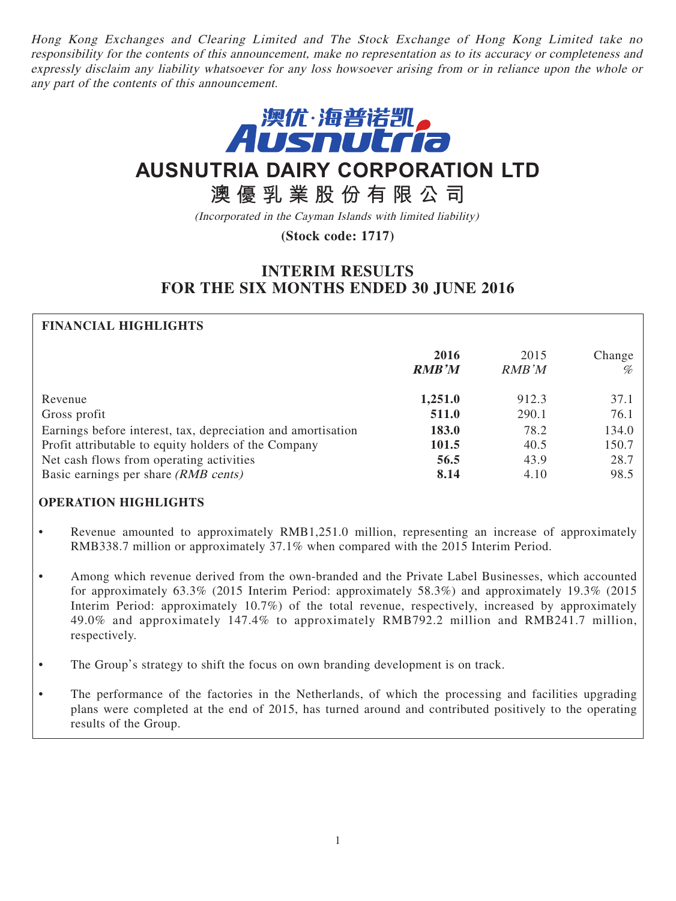*Hong Kong Exchanges and Clearing Limited and The Stock Exchange of Hong Kong Limited take no responsibility for the contents of this announcement, make no representation as to its accuracy or completeness and expressly disclaim any liability whatsoever for any loss howsoever arising from or in reliance upon the whole or any part of the contents of this announcement.*

澳优·海普诺凯 Ausnutria

# AUSNUTRIA DAIRY CORPORATION LTD

# 澳優乳業股份有限公司

*(Incorporated in the Cayman Islands with limited liability)*

**(Stock code: 1717)**

## INTERIM RESULTS FOR THE SIX MONTHS ENDED 30 JUNE 2016

### FINANCIAL HIGHLIGHTS

| | 2016 RMB'M | 2015 RMB'M | Change % |
|---|---|---|---|
| Revenue | **1,251.0** | 912.3 | 37.1 |
| Gross profit | **511.0** | 290.1 | 76.1 |
| Earnings before interest, tax, depreciation and amortisation | **183.0** | 78.2 | 134.0 |
| Profit attributable to equity holders of the Company | **101.5** | 40.5 | 150.7 |
| Net cash flows from operating activities | **56.5** | 43.9 | 28.7 |
| Basic earnings per share *(RMB cents)* | **8.14** | 4.10 | 98.5 |

### OPERATION HIGHLIGHTS

- Revenue amounted to approximately RMB1,251.0 million, representing an increase of approximately RMB338.7 million or approximately 37.1% when compared with the 2015 Interim Period.
- Among which revenue derived from the own-branded and the Private Label Businesses, which accounted for approximately 63.3% (2015 Interim Period: approximately 58.3%) and approximately 19.3% (2015 Interim Period: approximately 10.7%) of the total revenue, respectively, increased by approximately 49.0% and approximately 147.4% to approximately RMB792.2 million and RMB241.7 million, respectively.
- The Group's strategy to shift the focus on own branding development is on track.
- The performance of the factories in the Netherlands, of which the processing and facilities upgrading plans were completed at the end of 2015, has turned around and contributed positively to the operating results of the Group.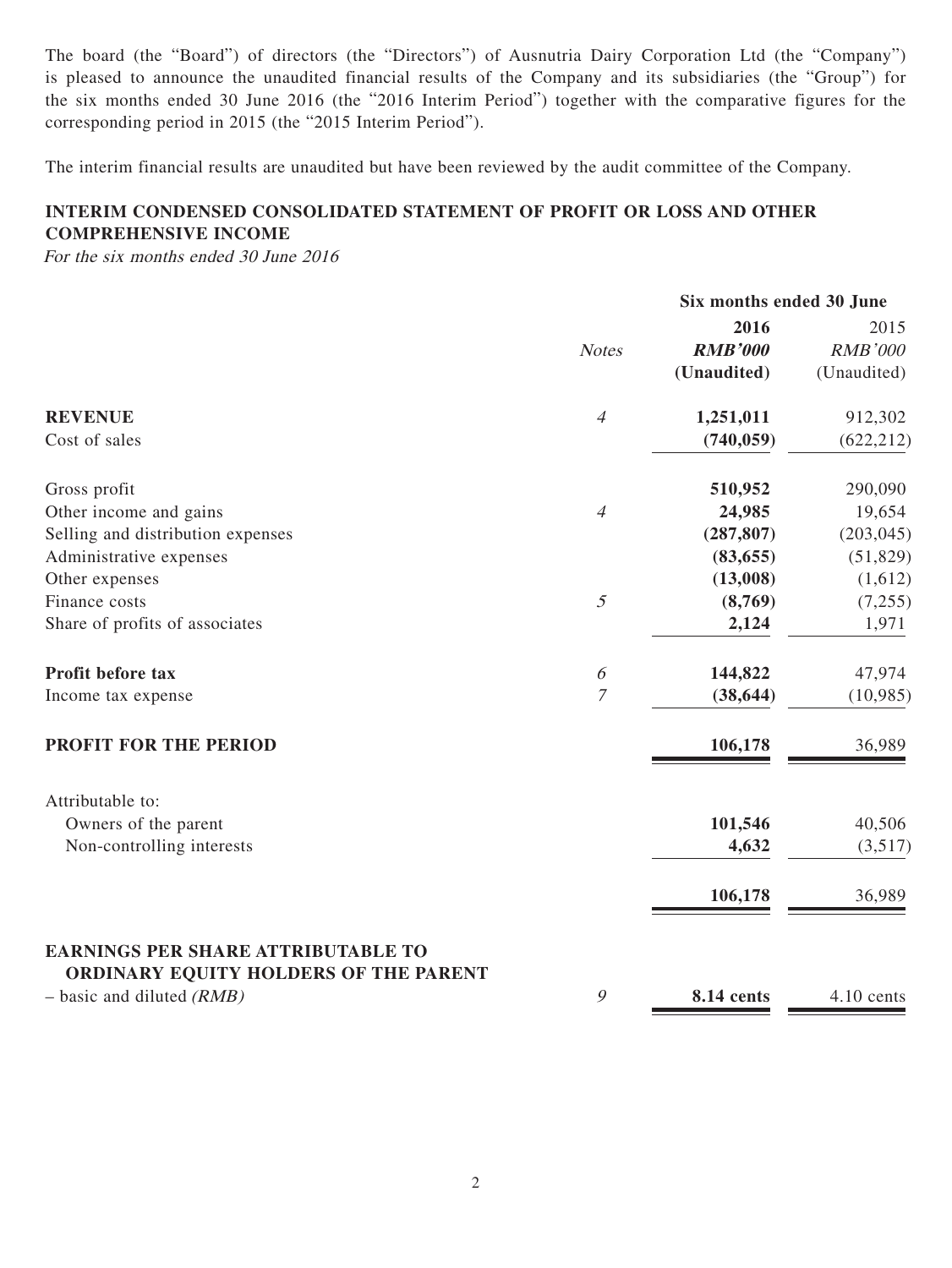The board (the "Board") of directors (the "Directors") of Ausnutria Dairy Corporation Ltd (the "Company") is pleased to announce the unaudited financial results of the Company and its subsidiaries (the "Group") for the six months ended 30 June 2016 (the "2016 Interim Period") together with the comparative figures for the corresponding period in 2015 (the "2015 Interim Period").

The interim financial results are unaudited but have been reviewed by the audit committee of the Company.

## INTERIM CONDENSED CONSOLIDATED STATEMENT OF PROFIT OR LOSS AND OTHER COMPREHENSIVE INCOME

*For the six months ended 30 June 2016*

| | | Six months ended 30 June | |
|---|---|---|---|
| | *Notes* | **2016** | 2015 |
| | | ***RMB'000*** | *RMB'000* |
| | | **(Unaudited)** | (Unaudited) |
| **REVENUE** | *4* | **1,251,011** | 912,302 |
| Cost of sales | | **(740,059)** | (622,212) |
| Gross profit | | **510,952** | 290,090 |
| Other income and gains | *4* | **24,985** | 19,654 |
| Selling and distribution expenses | | **(287,807)** | (203,045) |
| Administrative expenses | | **(83,655)** | (51,829) |
| Other expenses | | **(13,008)** | (1,612) |
| Finance costs | *5* | **(8,769)** | (7,255) |
| Share of profits of associates | | **2,124** | 1,971 |
| **Profit before tax** | *6* | **144,822** | 47,974 |
| Income tax expense | *7* | **(38,644)** | (10,985) |
| **PROFIT FOR THE PERIOD** | | **106,178** | 36,989 |
| Attributable to: | | | |
| Owners of the parent | | **101,546** | 40,506 |
| Non-controlling interests | | **4,632** | (3,517) |
| | | **106,178** | 36,989 |
| **EARNINGS PER SHARE ATTRIBUTABLE TO ORDINARY EQUITY HOLDERS OF THE PARENT** | | | |
| – basic and diluted *(RMB)* | *9* | **8.14 cents** | 4.10 cents |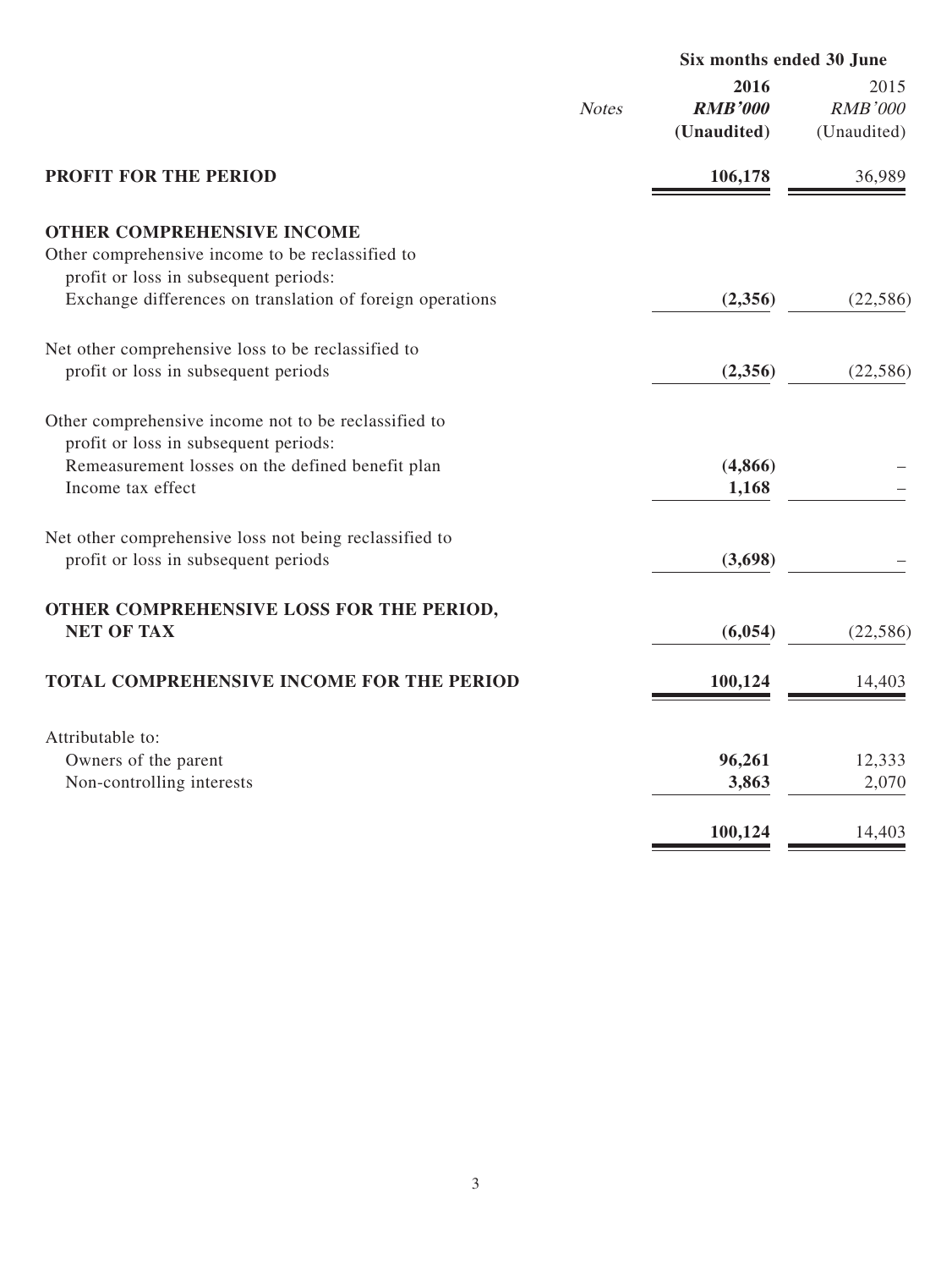| | Notes | Six months ended 30 June 2016 RMB'000 (Unaudited) | Six months ended 30 June 2015 RMB'000 (Unaudited) |
|---|---|---|---|
| **PROFIT FOR THE PERIOD** | | **106,178** | 36,989 |
| **OTHER COMPREHENSIVE INCOME** | | | |
| Other comprehensive income to be reclassified to profit or loss in subsequent periods: | | | |
| Exchange differences on translation of foreign operations | | **(2,356)** | (22,586) |
| Net other comprehensive loss to be reclassified to profit or loss in subsequent periods | | **(2,356)** | (22,586) |
| Other comprehensive income not to be reclassified to profit or loss in subsequent periods: | | | |
| Remeasurement losses on the defined benefit plan | | **(4,866)** | – |
| Income tax effect | | **1,168** | – |
| Net other comprehensive loss not being reclassified to profit or loss in subsequent periods | | **(3,698)** | – |
| **OTHER COMPREHENSIVE LOSS FOR THE PERIOD, NET OF TAX** | | **(6,054)** | (22,586) |
| **TOTAL COMPREHENSIVE INCOME FOR THE PERIOD** | | **100,124** | 14,403 |
| Attributable to: | | | |
| Owners of the parent | | **96,261** | 12,333 |
| Non-controlling interests | | **3,863** | 2,070 |
| | | **100,124** | 14,403 |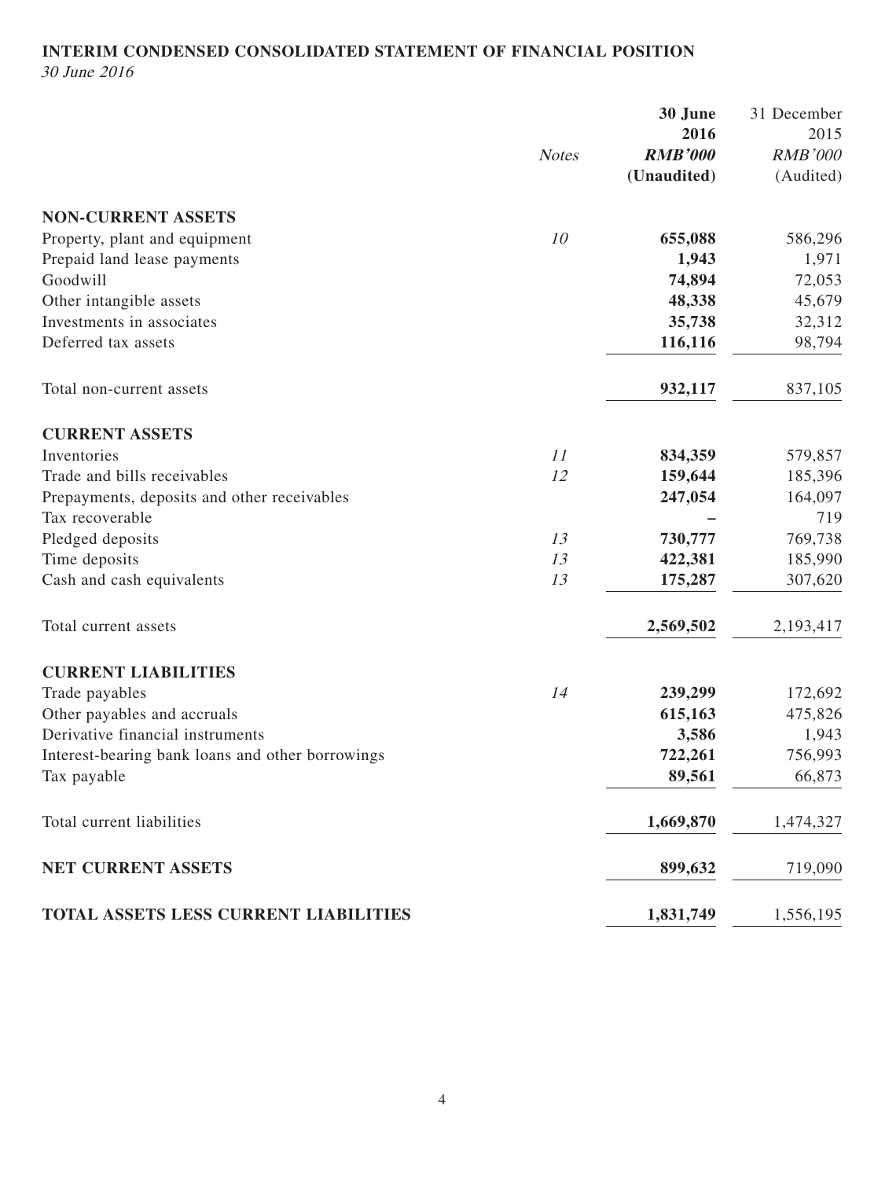**INTERIM CONDENSED CONSOLIDATED STATEMENT OF FINANCIAL POSITION**

*30 June 2016*

| | Notes | 30 June 2016 RMB'000 (Unaudited) | 31 December 2015 RMB'000 (Audited) |
|---|---|---|---|
| **NON-CURRENT ASSETS** | | | |
| Property, plant and equipment | 10 | **655,088** | 586,296 |
| Prepaid land lease payments | | **1,943** | 1,971 |
| Goodwill | | **74,894** | 72,053 |
| Other intangible assets | | **48,338** | 45,679 |
| Investments in associates | | **35,738** | 32,312 |
| Deferred tax assets | | **116,116** | 98,794 |
| Total non-current assets | | **932,117** | 837,105 |
| **CURRENT ASSETS** | | | |
| Inventories | 11 | **834,359** | 579,857 |
| Trade and bills receivables | 12 | **159,644** | 185,396 |
| Prepayments, deposits and other receivables | | **247,054** | 164,097 |
| Tax recoverable | | **–** | 719 |
| Pledged deposits | 13 | **730,777** | 769,738 |
| Time deposits | 13 | **422,381** | 185,990 |
| Cash and cash equivalents | 13 | **175,287** | 307,620 |
| Total current assets | | **2,569,502** | 2,193,417 |
| **CURRENT LIABILITIES** | | | |
| Trade payables | 14 | **239,299** | 172,692 |
| Other payables and accruals | | **615,163** | 475,826 |
| Derivative financial instruments | | **3,586** | 1,943 |
| Interest-bearing bank loans and other borrowings | | **722,261** | 756,993 |
| Tax payable | | **89,561** | 66,873 |
| Total current liabilities | | **1,669,870** | 1,474,327 |
| **NET CURRENT ASSETS** | | **899,632** | 719,090 |
| **TOTAL ASSETS LESS CURRENT LIABILITIES** | | **1,831,749** | 1,556,195 |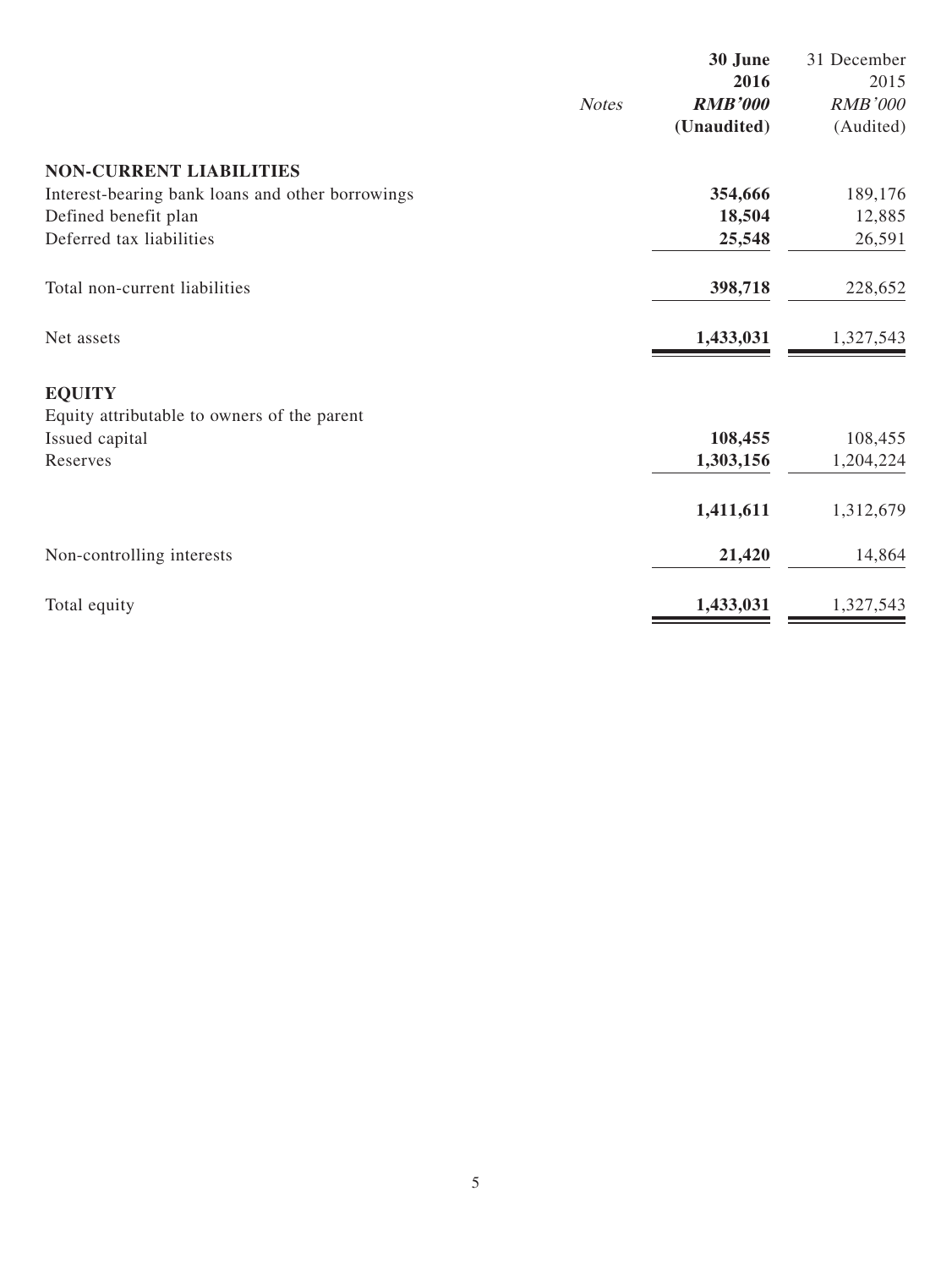| | Notes | **30 June 2016** | 31 December 2015 |
|---|---|---|---|
| | | ***RMB'000*** | *RMB'000* |
| | | **(Unaudited)** | (Audited) |
| **NON-CURRENT LIABILITIES** | | | |
| Interest-bearing bank loans and other borrowings | | **354,666** | 189,176 |
| Defined benefit plan | | **18,504** | 12,885 |
| Deferred tax liabilities | | **25,548** | 26,591 |
| Total non-current liabilities | | **398,718** | 228,652 |
| Net assets | | **1,433,031** | 1,327,543 |
| **EQUITY** | | | |
| Equity attributable to owners of the parent | | | |
| Issued capital | | **108,455** | 108,455 |
| Reserves | | **1,303,156** | 1,204,224 |
| | | **1,411,611** | 1,312,679 |
| Non-controlling interests | | **21,420** | 14,864 |
| Total equity | | **1,433,031** | 1,327,543 |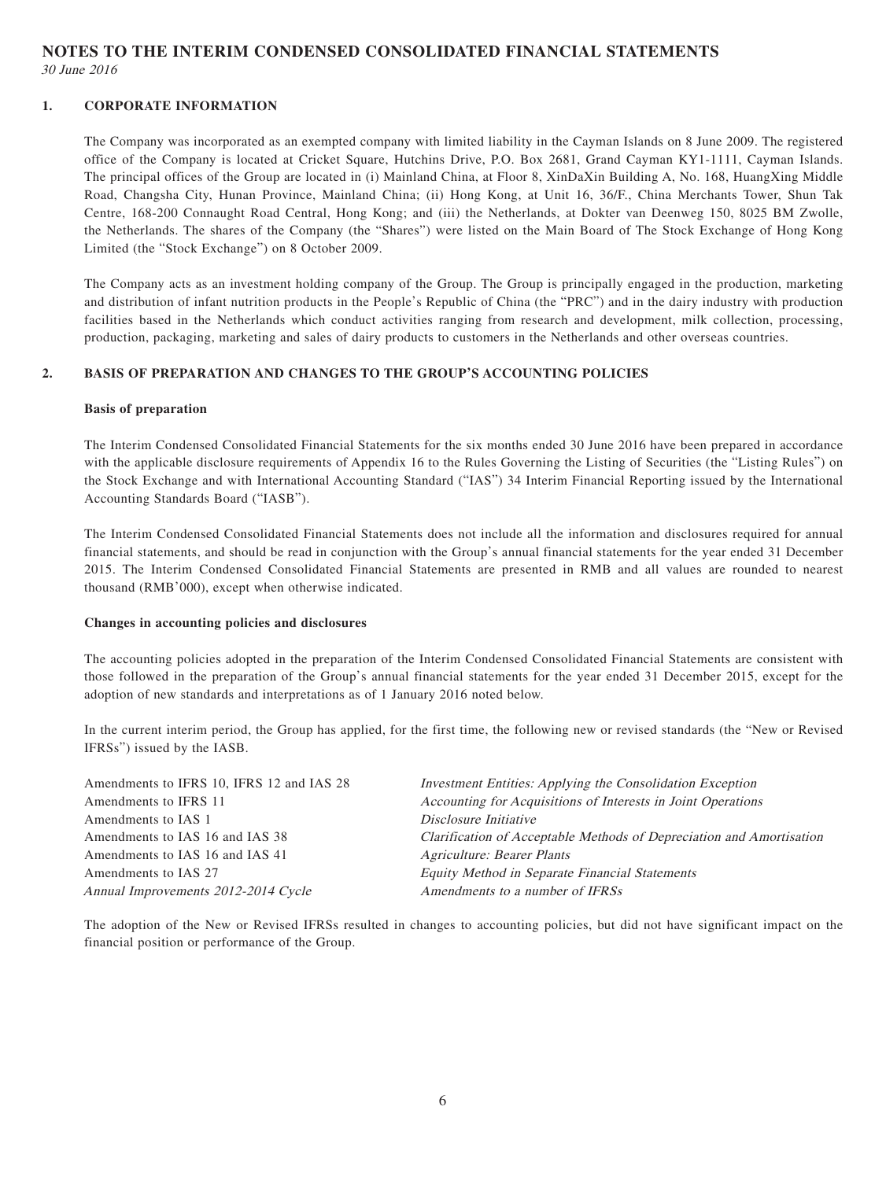# NOTES TO THE INTERIM CONDENSED CONSOLIDATED FINANCIAL STATEMENTS

*30 June 2016*

## 1. CORPORATE INFORMATION

The Company was incorporated as an exempted company with limited liability in the Cayman Islands on 8 June 2009. The registered office of the Company is located at Cricket Square, Hutchins Drive, P.O. Box 2681, Grand Cayman KY1-1111, Cayman Islands. The principal offices of the Group are located in (i) Mainland China, at Floor 8, XinDaXin Building A, No. 168, HuangXing Middle Road, Changsha City, Hunan Province, Mainland China; (ii) Hong Kong, at Unit 16, 36/F., China Merchants Tower, Shun Tak Centre, 168-200 Connaught Road Central, Hong Kong; and (iii) the Netherlands, at Dokter van Deenweg 150, 8025 BM Zwolle, the Netherlands. The shares of the Company (the "Shares") were listed on the Main Board of The Stock Exchange of Hong Kong Limited (the "Stock Exchange") on 8 October 2009.

The Company acts as an investment holding company of the Group. The Group is principally engaged in the production, marketing and distribution of infant nutrition products in the People's Republic of China (the "PRC") and in the dairy industry with production facilities based in the Netherlands which conduct activities ranging from research and development, milk collection, processing, production, packaging, marketing and sales of dairy products to customers in the Netherlands and other overseas countries.

## 2. BASIS OF PREPARATION AND CHANGES TO THE GROUP'S ACCOUNTING POLICIES

**Basis of preparation**

The Interim Condensed Consolidated Financial Statements for the six months ended 30 June 2016 have been prepared in accordance with the applicable disclosure requirements of Appendix 16 to the Rules Governing the Listing of Securities (the "Listing Rules") on the Stock Exchange and with International Accounting Standard ("IAS") 34 Interim Financial Reporting issued by the International Accounting Standards Board ("IASB").

The Interim Condensed Consolidated Financial Statements does not include all the information and disclosures required for annual financial statements, and should be read in conjunction with the Group's annual financial statements for the year ended 31 December 2015. The Interim Condensed Consolidated Financial Statements are presented in RMB and all values are rounded to nearest thousand (RMB'000), except when otherwise indicated.

**Changes in accounting policies and disclosures**

The accounting policies adopted in the preparation of the Interim Condensed Consolidated Financial Statements are consistent with those followed in the preparation of the Group's annual financial statements for the year ended 31 December 2015, except for the adoption of new standards and interpretations as of 1 January 2016 noted below.

In the current interim period, the Group has applied, for the first time, the following new or revised standards (the "New or Revised IFRSs") issued by the IASB.

| | |
|---|---|
| Amendments to IFRS 10, IFRS 12 and IAS 28 | *Investment Entities: Applying the Consolidation Exception* |
| Amendments to IFRS 11 | *Accounting for Acquisitions of Interests in Joint Operations* |
| Amendments to IAS 1 | *Disclosure Initiative* |
| Amendments to IAS 16 and IAS 38 | *Clarification of Acceptable Methods of Depreciation and Amortisation* |
| Amendments to IAS 16 and IAS 41 | *Agriculture: Bearer Plants* |
| Amendments to IAS 27 | *Equity Method in Separate Financial Statements* |
| *Annual Improvements 2012-2014 Cycle* | *Amendments to a number of IFRSs* |

The adoption of the New or Revised IFRSs resulted in changes to accounting policies, but did not have significant impact on the financial position or performance of the Group.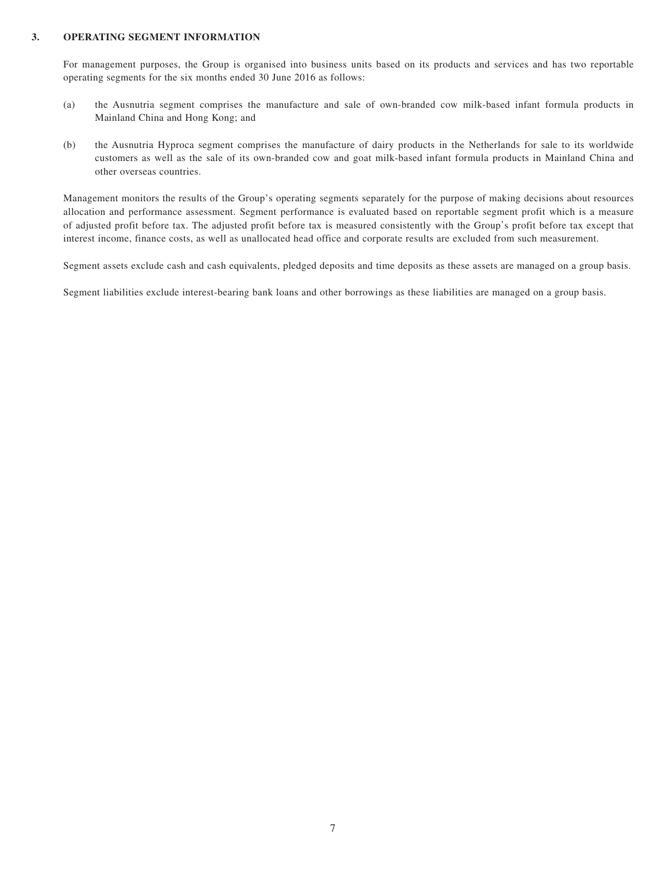## 3. OPERATING SEGMENT INFORMATION

For management purposes, the Group is organised into business units based on its products and services and has two reportable operating segments for the six months ended 30 June 2016 as follows:

(a) the Ausnutria segment comprises the manufacture and sale of own-branded cow milk-based infant formula products in Mainland China and Hong Kong; and

(b) the Ausnutria Hyproca segment comprises the manufacture of dairy products in the Netherlands for sale to its worldwide customers as well as the sale of its own-branded cow and goat milk-based infant formula products in Mainland China and other overseas countries.

Management monitors the results of the Group's operating segments separately for the purpose of making decisions about resources allocation and performance assessment. Segment performance is evaluated based on reportable segment profit which is a measure of adjusted profit before tax. The adjusted profit before tax is measured consistently with the Group's profit before tax except that interest income, finance costs, as well as unallocated head office and corporate results are excluded from such measurement.

Segment assets exclude cash and cash equivalents, pledged deposits and time deposits as these assets are managed on a group basis.

Segment liabilities exclude interest-bearing bank loans and other borrowings as these liabilities are managed on a group basis.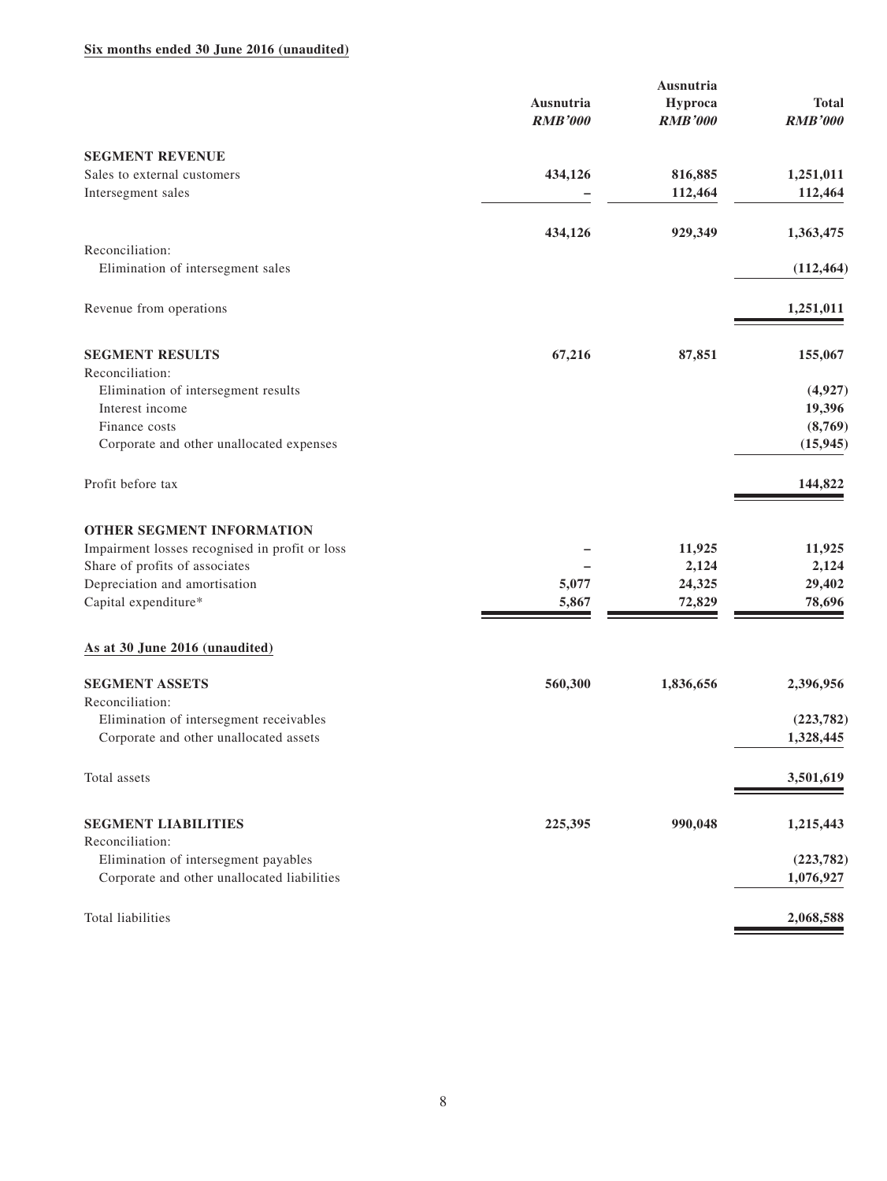**Six months ended 30 June 2016 (unaudited)**

| | Ausnutria *RMB'000* | Ausnutria Hyproca *RMB'000* | Total *RMB'000* |
|---|---|---|---|
| **SEGMENT REVENUE** | | | |
| Sales to external customers | 434,126 | 816,885 | 1,251,011 |
| Intersegment sales | – | 112,464 | 112,464 |
| | 434,126 | 929,349 | 1,363,475 |
| Reconciliation: | | | |
| Elimination of intersegment sales | | | (112,464) |
| Revenue from operations | | | 1,251,011 |
| **SEGMENT RESULTS** | 67,216 | 87,851 | 155,067 |
| Reconciliation: | | | |
| Elimination of intersegment results | | | (4,927) |
| Interest income | | | 19,396 |
| Finance costs | | | (8,769) |
| Corporate and other unallocated expenses | | | (15,945) |
| Profit before tax | | | 144,822 |
| **OTHER SEGMENT INFORMATION** | | | |
| Impairment losses recognised in profit or loss | – | 11,925 | 11,925 |
| Share of profits of associates | – | 2,124 | 2,124 |
| Depreciation and amortisation | 5,077 | 24,325 | 29,402 |
| Capital expenditure* | 5,867 | 72,829 | 78,696 |

**As at 30 June 2016 (unaudited)**

| | Ausnutria *RMB'000* | Ausnutria Hyproca *RMB'000* | Total *RMB'000* |
|---|---|---|---|
| **SEGMENT ASSETS** | 560,300 | 1,836,656 | 2,396,956 |
| Reconciliation: | | | |
| Elimination of intersegment receivables | | | (223,782) |
| Corporate and other unallocated assets | | | 1,328,445 |
| Total assets | | | 3,501,619 |
| **SEGMENT LIABILITIES** | 225,395 | 990,048 | 1,215,443 |
| Reconciliation: | | | |
| Elimination of intersegment payables | | | (223,782) |
| Corporate and other unallocated liabilities | | | 1,076,927 |
| Total liabilities | | | 2,068,588 |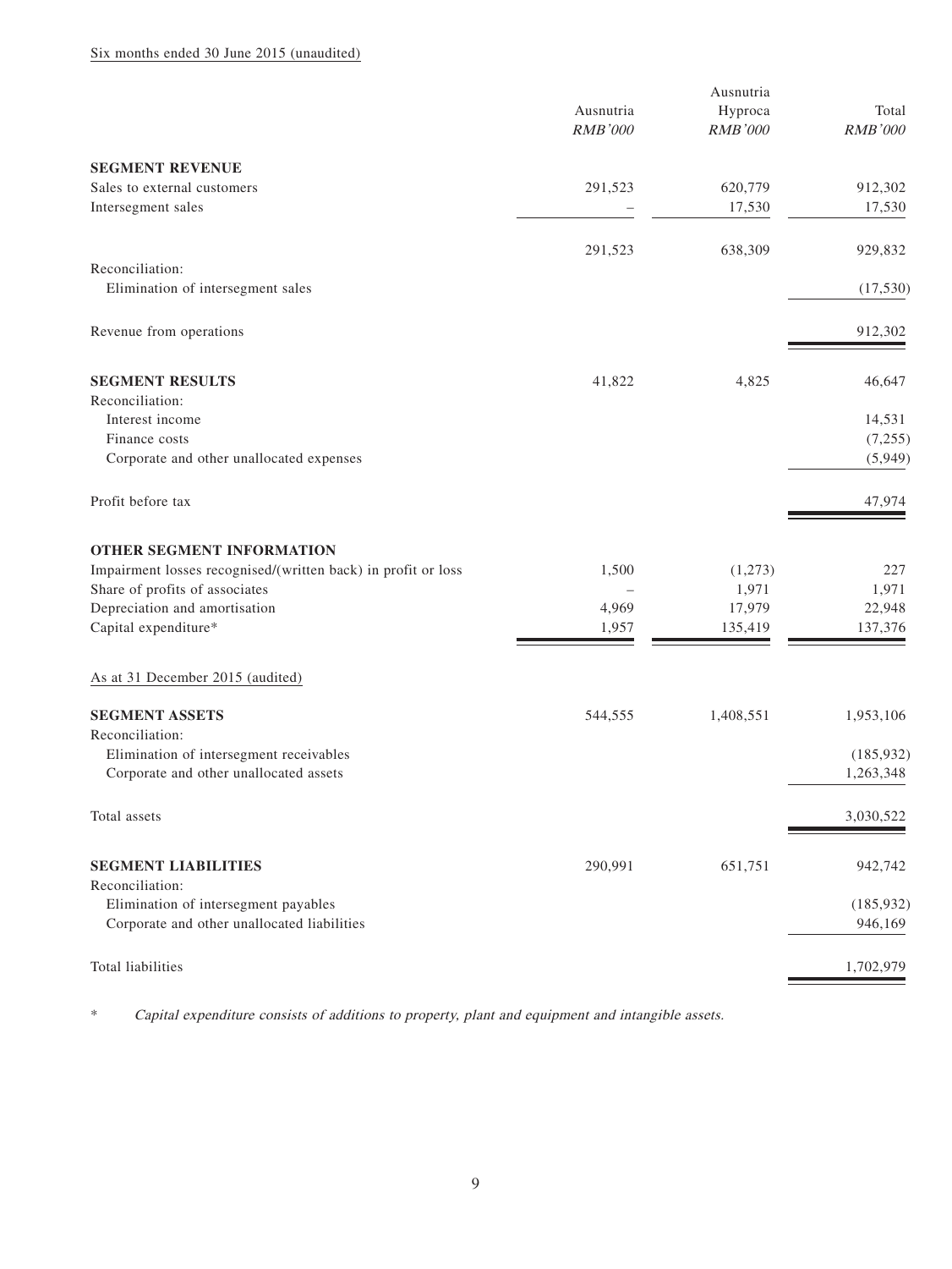Six months ended 30 June 2015 (unaudited)

| | Ausnutria *RMB'000* | Ausnutria Hyproca *RMB'000* | Total *RMB'000* |
|---|---|---|---|
| **SEGMENT REVENUE** | | | |
| Sales to external customers | 291,523 | 620,779 | 912,302 |
| Intersegment sales | – | 17,530 | 17,530 |
| | 291,523 | 638,309 | 929,832 |
| Reconciliation: | | | |
| Elimination of intersegment sales | | | (17,530) |
| Revenue from operations | | | 912,302 |
| **SEGMENT RESULTS** | 41,822 | 4,825 | 46,647 |
| Reconciliation: | | | |
| Interest income | | | 14,531 |
| Finance costs | | | (7,255) |
| Corporate and other unallocated expenses | | | (5,949) |
| Profit before tax | | | 47,974 |
| **OTHER SEGMENT INFORMATION** | | | |
| Impairment losses recognised/(written back) in profit or loss | 1,500 | (1,273) | 227 |
| Share of profits of associates | – | 1,971 | 1,971 |
| Depreciation and amortisation | 4,969 | 17,979 | 22,948 |
| Capital expenditure* | 1,957 | 135,419 | 137,376 |

As at 31 December 2015 (audited)

| | Ausnutria *RMB'000* | Ausnutria Hyproca *RMB'000* | Total *RMB'000* |
|---|---|---|---|
| **SEGMENT ASSETS** | 544,555 | 1,408,551 | 1,953,106 |
| Reconciliation: | | | |
| Elimination of intersegment receivables | | | (185,932) |
| Corporate and other unallocated assets | | | 1,263,348 |
| Total assets | | | 3,030,522 |
| **SEGMENT LIABILITIES** | 290,991 | 651,751 | 942,742 |
| Reconciliation: | | | |
| Elimination of intersegment payables | | | (185,932) |
| Corporate and other unallocated liabilities | | | 946,169 |
| Total liabilities | | | 1,702,979 |

\* *Capital expenditure consists of additions to property, plant and equipment and intangible assets.*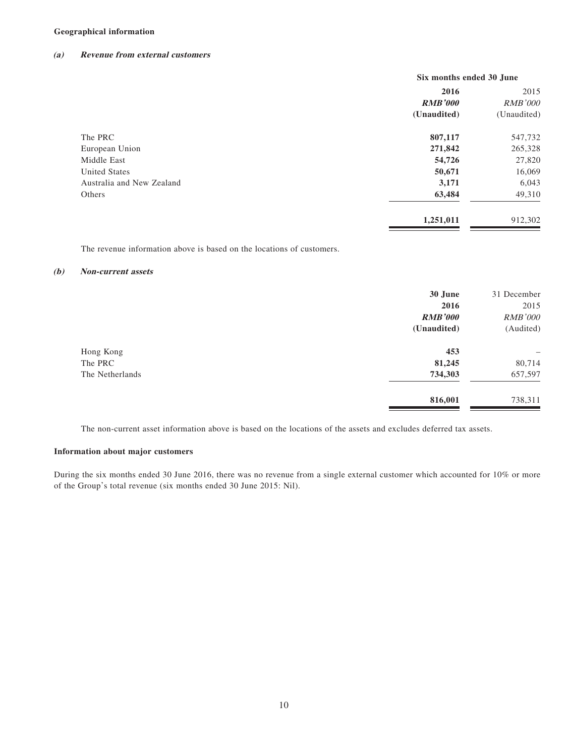**Geographical information**

***(a) Revenue from external customers***

| | Six months ended 30 June | |
|---|---|---|
| | **2016** | 2015 |
| | ***RMB'000*** | *RMB'000* |
| | **(Unaudited)** | (Unaudited) |
| The PRC | **807,117** | 547,732 |
| European Union | **271,842** | 265,328 |
| Middle East | **54,726** | 27,820 |
| United States | **50,671** | 16,069 |
| Australia and New Zealand | **3,171** | 6,043 |
| Others | **63,484** | 49,310 |
| | **1,251,011** | 912,302 |

The revenue information above is based on the locations of customers.

***(b) Non-current assets***

| | **30 June** | 31 December |
|---|---|---|
| | **2016** | 2015 |
| | ***RMB'000*** | *RMB'000* |
| | **(Unaudited)** | (Audited) |
| Hong Kong | **453** | – |
| The PRC | **81,245** | 80,714 |
| The Netherlands | **734,303** | 657,597 |
| | **816,001** | 738,311 |

The non-current asset information above is based on the locations of the assets and excludes deferred tax assets.

**Information about major customers**

During the six months ended 30 June 2016, there was no revenue from a single external customer which accounted for 10% or more of the Group's total revenue (six months ended 30 June 2015: Nil).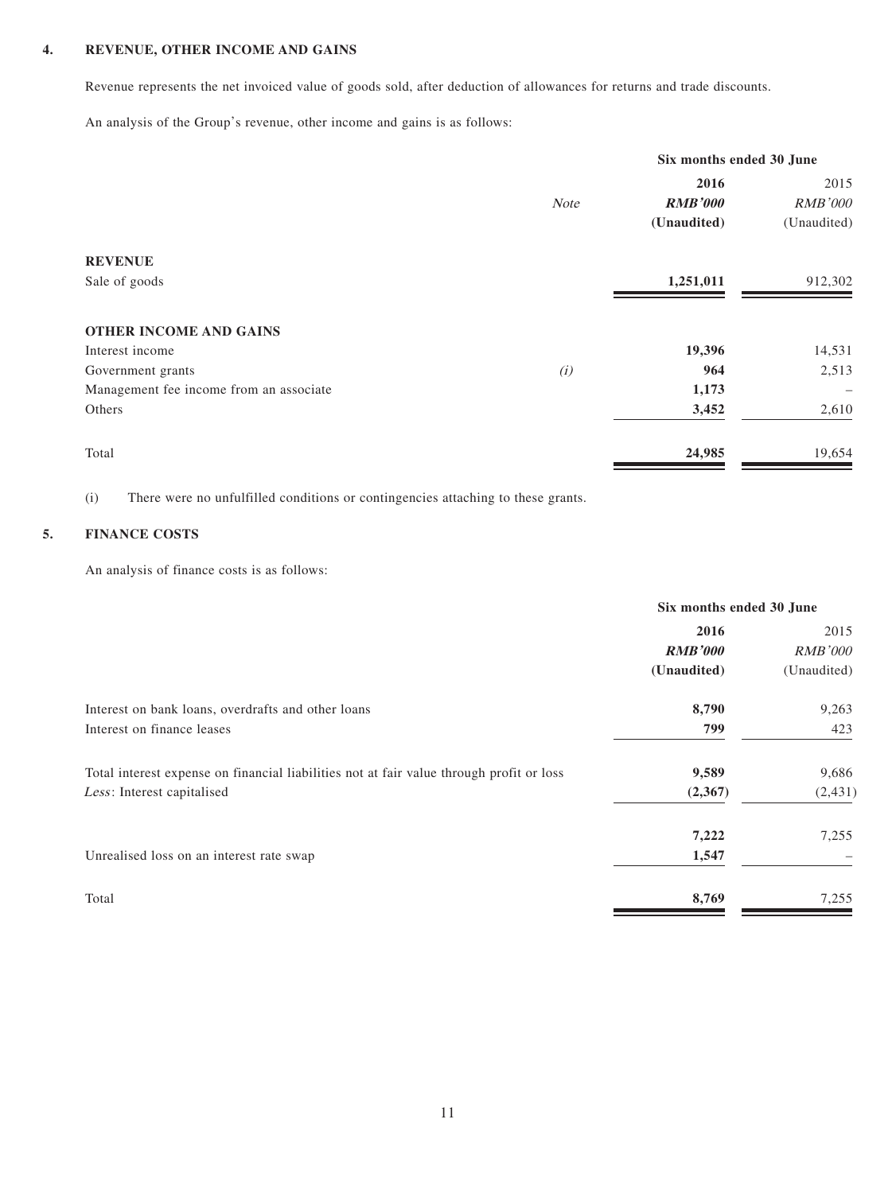## 4. REVENUE, OTHER INCOME AND GAINS

Revenue represents the net invoiced value of goods sold, after deduction of allowances for returns and trade discounts.

An analysis of the Group's revenue, other income and gains is as follows:

| | *Note* | Six months ended 30 June | |
|---|---|---|---|
| | | **2016** | 2015 |
| | | ***RMB'000*** | *RMB'000* |
| | | **(Unaudited)** | (Unaudited) |
| **REVENUE** | | | |
| Sale of goods | | **1,251,011** | 912,302 |
| **OTHER INCOME AND GAINS** | | | |
| Interest income | | **19,396** | 14,531 |
| Government grants | *(i)* | **964** | 2,513 |
| Management fee income from an associate | | **1,173** | – |
| Others | | **3,452** | 2,610 |
| Total | | **24,985** | 19,654 |

(i) There were no unfulfilled conditions or contingencies attaching to these grants.

## 5. FINANCE COSTS

An analysis of finance costs is as follows:

| | Six months ended 30 June | |
|---|---|---|
| | **2016** | 2015 |
| | ***RMB'000*** | *RMB'000* |
| | **(Unaudited)** | (Unaudited) |
| Interest on bank loans, overdrafts and other loans | **8,790** | 9,263 |
| Interest on finance leases | **799** | 423 |
| Total interest expense on financial liabilities not at fair value through profit or loss | **9,589** | 9,686 |
| *Less*: Interest capitalised | **(2,367)** | (2,431) |
| | **7,222** | 7,255 |
| Unrealised loss on an interest rate swap | **1,547** | – |
| Total | **8,769** | 7,255 |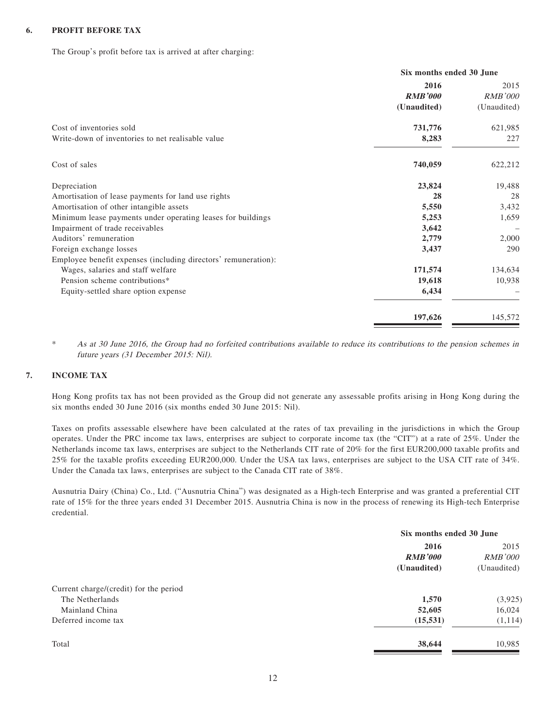## 6. PROFIT BEFORE TAX

The Group's profit before tax is arrived at after charging:

| | Six months ended 30 June | |
|---|---|---|
| | **2016** | 2015 |
| | ***RMB'000*** | *RMB'000* |
| | **(Unaudited)** | (Unaudited) |
| Cost of inventories sold | **731,776** | 621,985 |
| Write-down of inventories to net realisable value | **8,283** | 227 |
| Cost of sales | **740,059** | 622,212 |
| Depreciation | **23,824** | 19,488 |
| Amortisation of lease payments for land use rights | **28** | 28 |
| Amortisation of other intangible assets | **5,550** | 3,432 |
| Minimum lease payments under operating leases for buildings | **5,253** | 1,659 |
| Impairment of trade receivables | **3,642** | – |
| Auditors' remuneration | **2,779** | 2,000 |
| Foreign exchange losses | **3,437** | 290 |
| Employee benefit expenses (including directors' remuneration): | | |
| Wages, salaries and staff welfare | **171,574** | 134,634 |
| Pension scheme contributions* | **19,618** | 10,938 |
| Equity-settled share option expense | **6,434** | – |
| | **197,626** | 145,572 |

\* *As at 30 June 2016, the Group had no forfeited contributions available to reduce its contributions to the pension schemes in future years (31 December 2015: Nil).*

## 7. INCOME TAX

Hong Kong profits tax has not been provided as the Group did not generate any assessable profits arising in Hong Kong during the six months ended 30 June 2016 (six months ended 30 June 2015: Nil).

Taxes on profits assessable elsewhere have been calculated at the rates of tax prevailing in the jurisdictions in which the Group operates. Under the PRC income tax laws, enterprises are subject to corporate income tax (the "CIT") at a rate of 25%. Under the Netherlands income tax laws, enterprises are subject to the Netherlands CIT rate of 20% for the first EUR200,000 taxable profits and 25% for the taxable profits exceeding EUR200,000. Under the USA tax laws, enterprises are subject to the USA CIT rate of 34%. Under the Canada tax laws, enterprises are subject to the Canada CIT rate of 38%.

Ausnutria Dairy (China) Co., Ltd. ("Ausnutria China") was designated as a High-tech Enterprise and was granted a preferential CIT rate of 15% for the three years ended 31 December 2015. Ausnutria China is now in the process of renewing its High-tech Enterprise credential.

| | Six months ended 30 June | |
|---|---|---|
| | **2016** | 2015 |
| | ***RMB'000*** | *RMB'000* |
| | **(Unaudited)** | (Unaudited) |
| Current charge/(credit) for the period | | |
| The Netherlands | **1,570** | (3,925) |
| Mainland China | **52,605** | 16,024 |
| Deferred income tax | **(15,531)** | (1,114) |
| Total | **38,644** | 10,985 |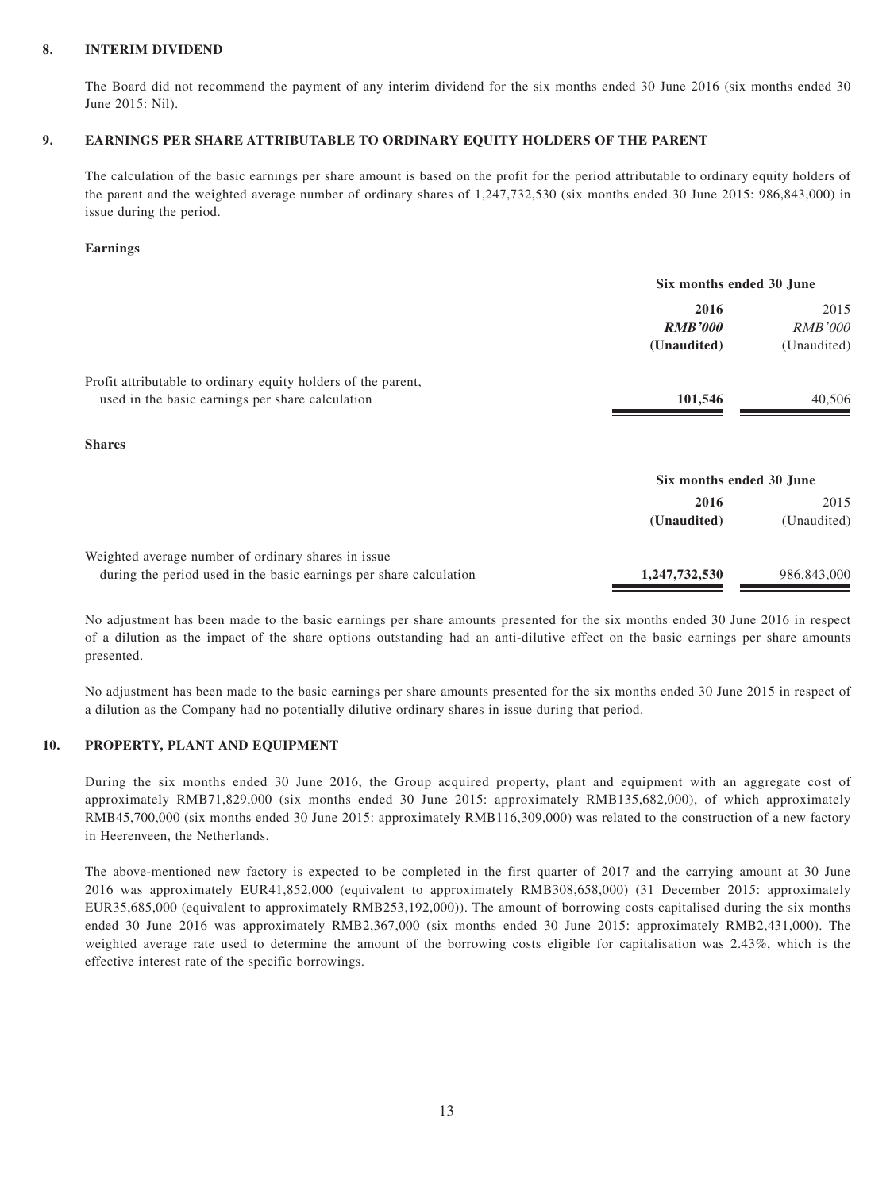## 8. INTERIM DIVIDEND

The Board did not recommend the payment of any interim dividend for the six months ended 30 June 2016 (six months ended 30 June 2015: Nil).

## 9. EARNINGS PER SHARE ATTRIBUTABLE TO ORDINARY EQUITY HOLDERS OF THE PARENT

The calculation of the basic earnings per share amount is based on the profit for the period attributable to ordinary equity holders of the parent and the weighted average number of ordinary shares of 1,247,732,530 (six months ended 30 June 2015: 986,843,000) in issue during the period.

**Earnings**

| | Six months ended 30 June | |
|---|---|---|
| | **2016** | 2015 |
| | ***RMB'000*** | *RMB'000* |
| | **(Unaudited)** | (Unaudited) |
| Profit attributable to ordinary equity holders of the parent, used in the basic earnings per share calculation | **101,546** | 40,506 |

**Shares**

| | Six months ended 30 June | |
|---|---|---|
| | **2016** | 2015 |
| | **(Unaudited)** | (Unaudited) |
| Weighted average number of ordinary shares in issue during the period used in the basic earnings per share calculation | **1,247,732,530** | 986,843,000 |

No adjustment has been made to the basic earnings per share amounts presented for the six months ended 30 June 2016 in respect of a dilution as the impact of the share options outstanding had an anti-dilutive effect on the basic earnings per share amounts presented.

No adjustment has been made to the basic earnings per share amounts presented for the six months ended 30 June 2015 in respect of a dilution as the Company had no potentially dilutive ordinary shares in issue during that period.

## 10. PROPERTY, PLANT AND EQUIPMENT

During the six months ended 30 June 2016, the Group acquired property, plant and equipment with an aggregate cost of approximately RMB71,829,000 (six months ended 30 June 2015: approximately RMB135,682,000), of which approximately RMB45,700,000 (six months ended 30 June 2015: approximately RMB116,309,000) was related to the construction of a new factory in Heerenveen, the Netherlands.

The above-mentioned new factory is expected to be completed in the first quarter of 2017 and the carrying amount at 30 June 2016 was approximately EUR41,852,000 (equivalent to approximately RMB308,658,000) (31 December 2015: approximately EUR35,685,000 (equivalent to approximately RMB253,192,000)). The amount of borrowing costs capitalised during the six months ended 30 June 2016 was approximately RMB2,367,000 (six months ended 30 June 2015: approximately RMB2,431,000). The weighted average rate used to determine the amount of the borrowing costs eligible for capitalisation was 2.43%, which is the effective interest rate of the specific borrowings.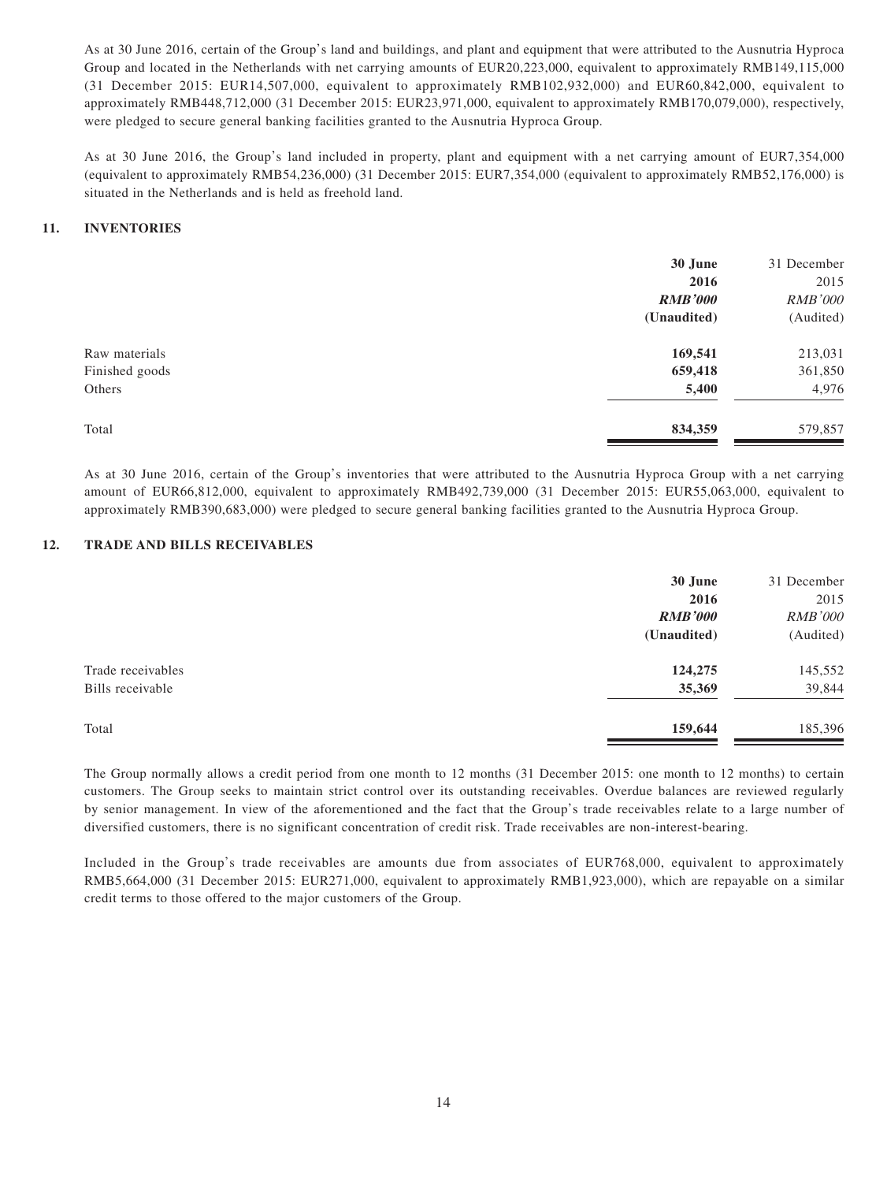As at 30 June 2016, certain of the Group's land and buildings, and plant and equipment that were attributed to the Ausnutria Hyproca Group and located in the Netherlands with net carrying amounts of EUR20,223,000, equivalent to approximately RMB149,115,000 (31 December 2015: EUR14,507,000, equivalent to approximately RMB102,932,000) and EUR60,842,000, equivalent to approximately RMB448,712,000 (31 December 2015: EUR23,971,000, equivalent to approximately RMB170,079,000), respectively, were pledged to secure general banking facilities granted to the Ausnutria Hyproca Group.

As at 30 June 2016, the Group's land included in property, plant and equipment with a net carrying amount of EUR7,354,000 (equivalent to approximately RMB54,236,000) (31 December 2015: EUR7,354,000 (equivalent to approximately RMB52,176,000) is situated in the Netherlands and is held as freehold land.

## 11. INVENTORIES

| | 30 June 2016 | 31 December 2015 |
|---|---|---|
| | ***RMB'000*** | *RMB'000* |
| | **(Unaudited)** | (Audited) |
| Raw materials | **169,541** | 213,031 |
| Finished goods | **659,418** | 361,850 |
| Others | **5,400** | 4,976 |
| Total | **834,359** | 579,857 |

As at 30 June 2016, certain of the Group's inventories that were attributed to the Ausnutria Hyproca Group with a net carrying amount of EUR66,812,000, equivalent to approximately RMB492,739,000 (31 December 2015: EUR55,063,000, equivalent to approximately RMB390,683,000) were pledged to secure general banking facilities granted to the Ausnutria Hyproca Group.

## 12. TRADE AND BILLS RECEIVABLES

| | 30 June 2016 | 31 December 2015 |
|---|---|---|
| | ***RMB'000*** | *RMB'000* |
| | **(Unaudited)** | (Audited) |
| Trade receivables | **124,275** | 145,552 |
| Bills receivable | **35,369** | 39,844 |
| Total | **159,644** | 185,396 |

The Group normally allows a credit period from one month to 12 months (31 December 2015: one month to 12 months) to certain customers. The Group seeks to maintain strict control over its outstanding receivables. Overdue balances are reviewed regularly by senior management. In view of the aforementioned and the fact that the Group's trade receivables relate to a large number of diversified customers, there is no significant concentration of credit risk. Trade receivables are non-interest-bearing.

Included in the Group's trade receivables are amounts due from associates of EUR768,000, equivalent to approximately RMB5,664,000 (31 December 2015: EUR271,000, equivalent to approximately RMB1,923,000), which are repayable on a similar credit terms to those offered to the major customers of the Group.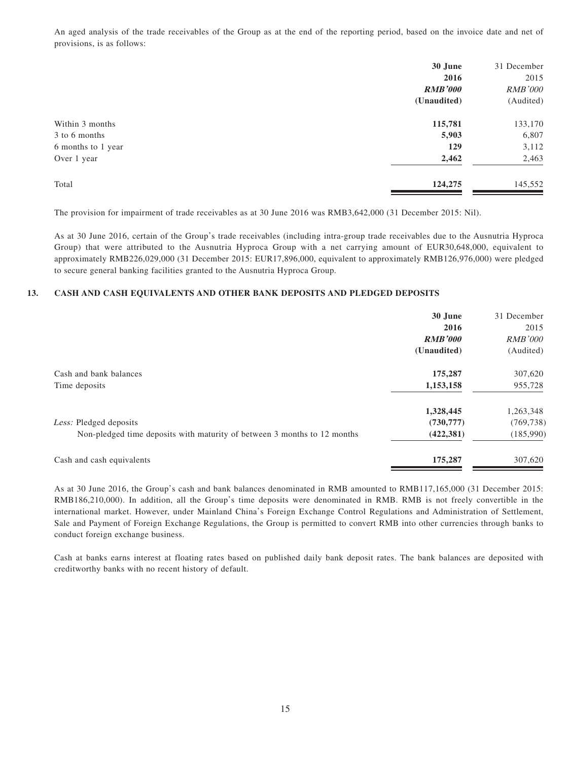An aged analysis of the trade receivables of the Group as at the end of the reporting period, based on the invoice date and net of provisions, is as follows:

| | 30 June 2016 | 31 December 2015 |
|---|---|---|
| | ***RMB'000*** | *RMB'000* |
| | **(Unaudited)** | (Audited) |
| Within 3 months | **115,781** | 133,170 |
| 3 to 6 months | **5,903** | 6,807 |
| 6 months to 1 year | **129** | 3,112 |
| Over 1 year | **2,462** | 2,463 |
| Total | **124,275** | 145,552 |

The provision for impairment of trade receivables as at 30 June 2016 was RMB3,642,000 (31 December 2015: Nil).

As at 30 June 2016, certain of the Group's trade receivables (including intra-group trade receivables due to the Ausnutria Hyproca Group) that were attributed to the Ausnutria Hyproca Group with a net carrying amount of EUR30,648,000, equivalent to approximately RMB226,029,000 (31 December 2015: EUR17,896,000, equivalent to approximately RMB126,976,000) were pledged to secure general banking facilities granted to the Ausnutria Hyproca Group.

## 13. CASH AND CASH EQUIVALENTS AND OTHER BANK DEPOSITS AND PLEDGED DEPOSITS

| | 30 June 2016 | 31 December 2015 |
|---|---|---|
| | ***RMB'000*** | *RMB'000* |
| | **(Unaudited)** | (Audited) |
| Cash and bank balances | **175,287** | 307,620 |
| Time deposits | **1,153,158** | 955,728 |
| | **1,328,445** | 1,263,348 |
| *Less:* Pledged deposits | **(730,777)** | (769,738) |
| Non-pledged time deposits with maturity of between 3 months to 12 months | **(422,381)** | (185,990) |
| Cash and cash equivalents | **175,287** | 307,620 |

As at 30 June 2016, the Group's cash and bank balances denominated in RMB amounted to RMB117,165,000 (31 December 2015: RMB186,210,000). In addition, all the Group's time deposits were denominated in RMB. RMB is not freely convertible in the international market. However, under Mainland China's Foreign Exchange Control Regulations and Administration of Settlement, Sale and Payment of Foreign Exchange Regulations, the Group is permitted to convert RMB into other currencies through banks to conduct foreign exchange business.

Cash at banks earns interest at floating rates based on published daily bank deposit rates. The bank balances are deposited with creditworthy banks with no recent history of default.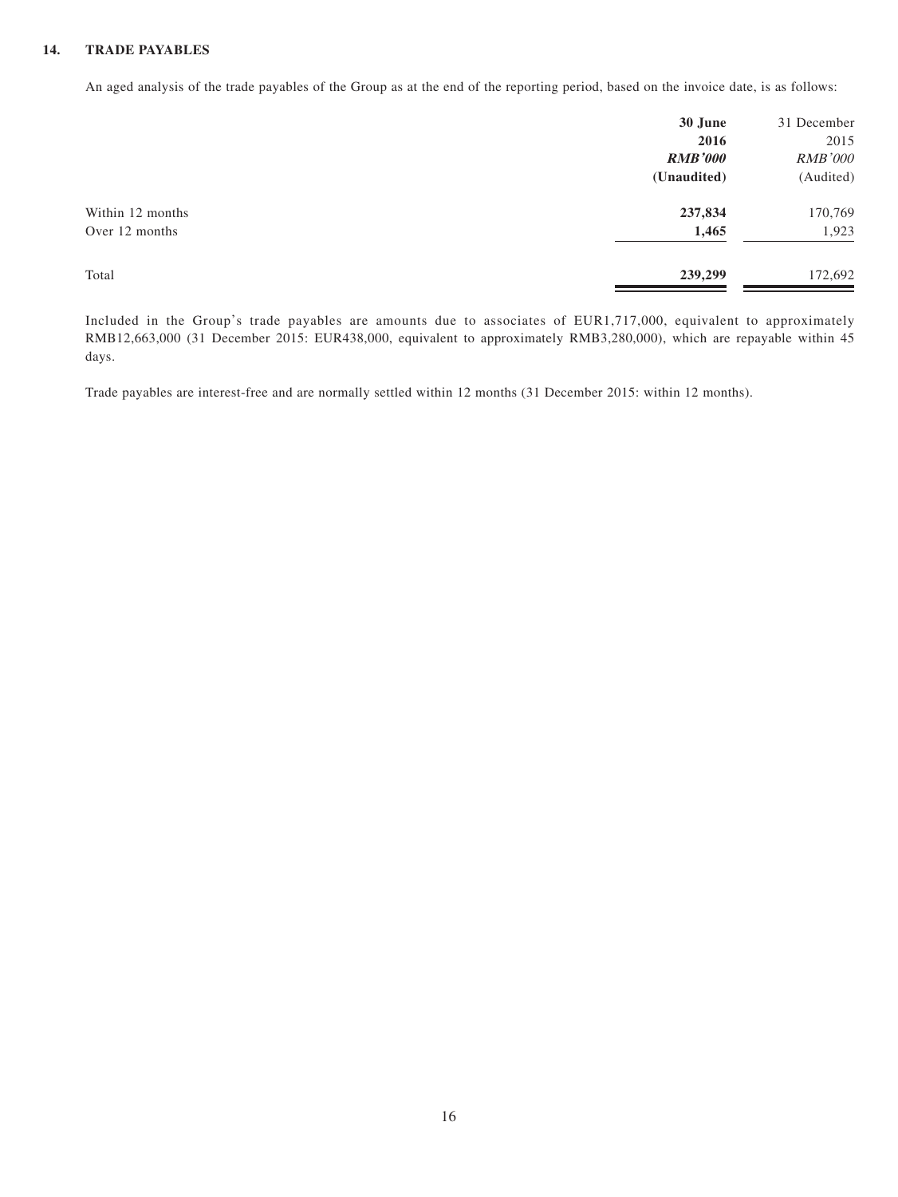## 14. TRADE PAYABLES

An aged analysis of the trade payables of the Group as at the end of the reporting period, based on the invoice date, is as follows:

| | **30 June 2016** | 31 December 2015 |
|---|---|---|
| | ***RMB'000*** | *RMB'000* |
| | **(Unaudited)** | (Audited) |
| Within 12 months | **237,834** | 170,769 |
| Over 12 months | **1,465** | 1,923 |
| Total | **239,299** | 172,692 |

Included in the Group's trade payables are amounts due to associates of EUR1,717,000, equivalent to approximately RMB12,663,000 (31 December 2015: EUR438,000, equivalent to approximately RMB3,280,000), which are repayable within 45 days.

Trade payables are interest-free and are normally settled within 12 months (31 December 2015: within 12 months).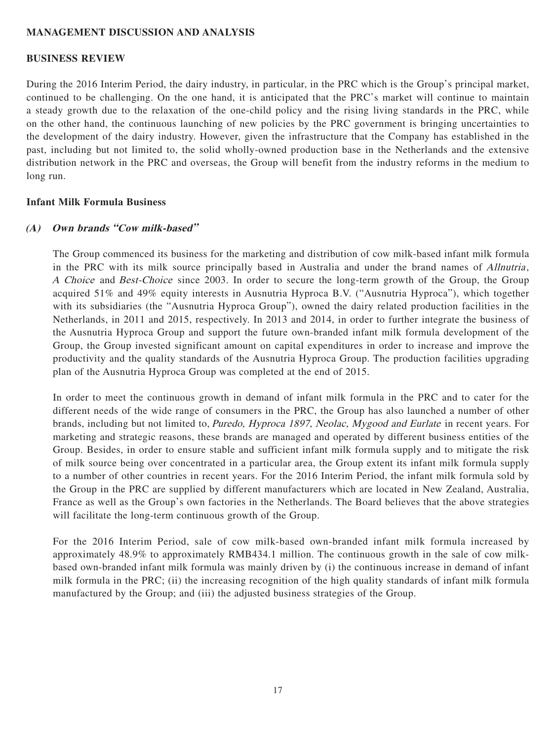## MANAGEMENT DISCUSSION AND ANALYSIS

### BUSINESS REVIEW

During the 2016 Interim Period, the dairy industry, in particular, in the PRC which is the Group's principal market, continued to be challenging. On the one hand, it is anticipated that the PRC's market will continue to maintain a steady growth due to the relaxation of the one-child policy and the rising living standards in the PRC, while on the other hand, the continuous launching of new policies by the PRC government is bringing uncertainties to the development of the dairy industry. However, given the infrastructure that the Company has established in the past, including but not limited to, the solid wholly-owned production base in the Netherlands and the extensive distribution network in the PRC and overseas, the Group will benefit from the industry reforms in the medium to long run.

### Infant Milk Formula Business

#### *(A) Own brands "Cow milk-based"*

The Group commenced its business for the marketing and distribution of cow milk-based infant milk formula in the PRC with its milk source principally based in Australia and under the brand names of *Allnutria*, *A Choice* and *Best-Choice* since 2003. In order to secure the long-term growth of the Group, the Group acquired 51% and 49% equity interests in Ausnutria Hyproca B.V. ("Ausnutria Hyproca"), which together with its subsidiaries (the "Ausnutria Hyproca Group"), owned the dairy related production facilities in the Netherlands, in 2011 and 2015, respectively. In 2013 and 2014, in order to further integrate the business of the Ausnutria Hyproca Group and support the future own-branded infant milk formula development of the Group, the Group invested significant amount on capital expenditures in order to increase and improve the productivity and the quality standards of the Ausnutria Hyproca Group. The production facilities upgrading plan of the Ausnutria Hyproca Group was completed at the end of 2015.

In order to meet the continuous growth in demand of infant milk formula in the PRC and to cater for the different needs of the wide range of consumers in the PRC, the Group has also launched a number of other brands, including but not limited to, *Puredo, Hyproca 1897, Neolac, Mygood and Eurlate* in recent years. For marketing and strategic reasons, these brands are managed and operated by different business entities of the Group. Besides, in order to ensure stable and sufficient infant milk formula supply and to mitigate the risk of milk source being over concentrated in a particular area, the Group extent its infant milk formula supply to a number of other countries in recent years. For the 2016 Interim Period, the infant milk formula sold by the Group in the PRC are supplied by different manufacturers which are located in New Zealand, Australia, France as well as the Group's own factories in the Netherlands. The Board believes that the above strategies will facilitate the long-term continuous growth of the Group.

For the 2016 Interim Period, sale of cow milk-based own-branded infant milk formula increased by approximately 48.9% to approximately RMB434.1 million. The continuous growth in the sale of cow milk-based own-branded infant milk formula was mainly driven by (i) the continuous increase in demand of infant milk formula in the PRC; (ii) the increasing recognition of the high quality standards of infant milk formula manufactured by the Group; and (iii) the adjusted business strategies of the Group.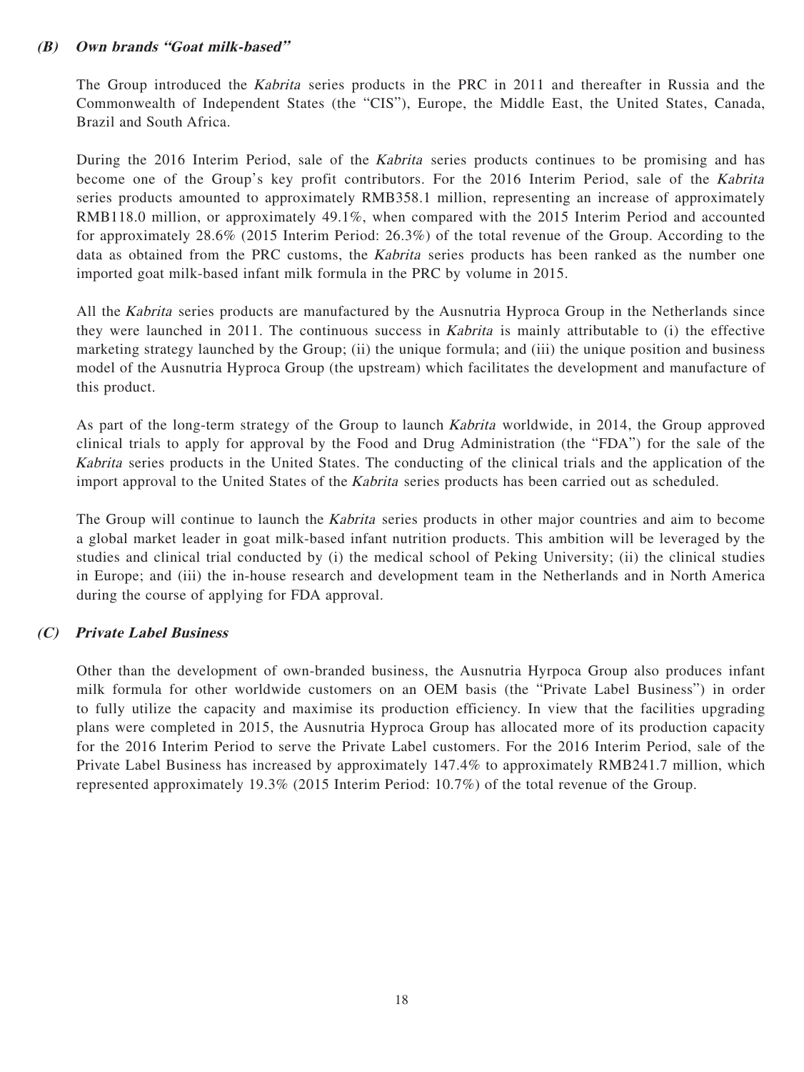### *(B) Own brands "Goat milk-based"*

The Group introduced the *Kabrita* series products in the PRC in 2011 and thereafter in Russia and the Commonwealth of Independent States (the "CIS"), Europe, the Middle East, the United States, Canada, Brazil and South Africa.

During the 2016 Interim Period, sale of the *Kabrita* series products continues to be promising and has become one of the Group's key profit contributors. For the 2016 Interim Period, sale of the *Kabrita* series products amounted to approximately RMB358.1 million, representing an increase of approximately RMB118.0 million, or approximately 49.1%, when compared with the 2015 Interim Period and accounted for approximately 28.6% (2015 Interim Period: 26.3%) of the total revenue of the Group. According to the data as obtained from the PRC customs, the *Kabrita* series products has been ranked as the number one imported goat milk-based infant milk formula in the PRC by volume in 2015.

All the *Kabrita* series products are manufactured by the Ausnutria Hyproca Group in the Netherlands since they were launched in 2011. The continuous success in *Kabrita* is mainly attributable to (i) the effective marketing strategy launched by the Group; (ii) the unique formula; and (iii) the unique position and business model of the Ausnutria Hyproca Group (the upstream) which facilitates the development and manufacture of this product.

As part of the long-term strategy of the Group to launch *Kabrita* worldwide, in 2014, the Group approved clinical trials to apply for approval by the Food and Drug Administration (the "FDA") for the sale of the *Kabrita* series products in the United States. The conducting of the clinical trials and the application of the import approval to the United States of the *Kabrita* series products has been carried out as scheduled.

The Group will continue to launch the *Kabrita* series products in other major countries and aim to become a global market leader in goat milk-based infant nutrition products. This ambition will be leveraged by the studies and clinical trial conducted by (i) the medical school of Peking University; (ii) the clinical studies in Europe; and (iii) the in-house research and development team in the Netherlands and in North America during the course of applying for FDA approval.

### *(C) Private Label Business*

Other than the development of own-branded business, the Ausnutria Hyrpoca Group also produces infant milk formula for other worldwide customers on an OEM basis (the "Private Label Business") in order to fully utilize the capacity and maximise its production efficiency. In view that the facilities upgrading plans were completed in 2015, the Ausnutria Hyproca Group has allocated more of its production capacity for the 2016 Interim Period to serve the Private Label customers. For the 2016 Interim Period, sale of the Private Label Business has increased by approximately 147.4% to approximately RMB241.7 million, which represented approximately 19.3% (2015 Interim Period: 10.7%) of the total revenue of the Group.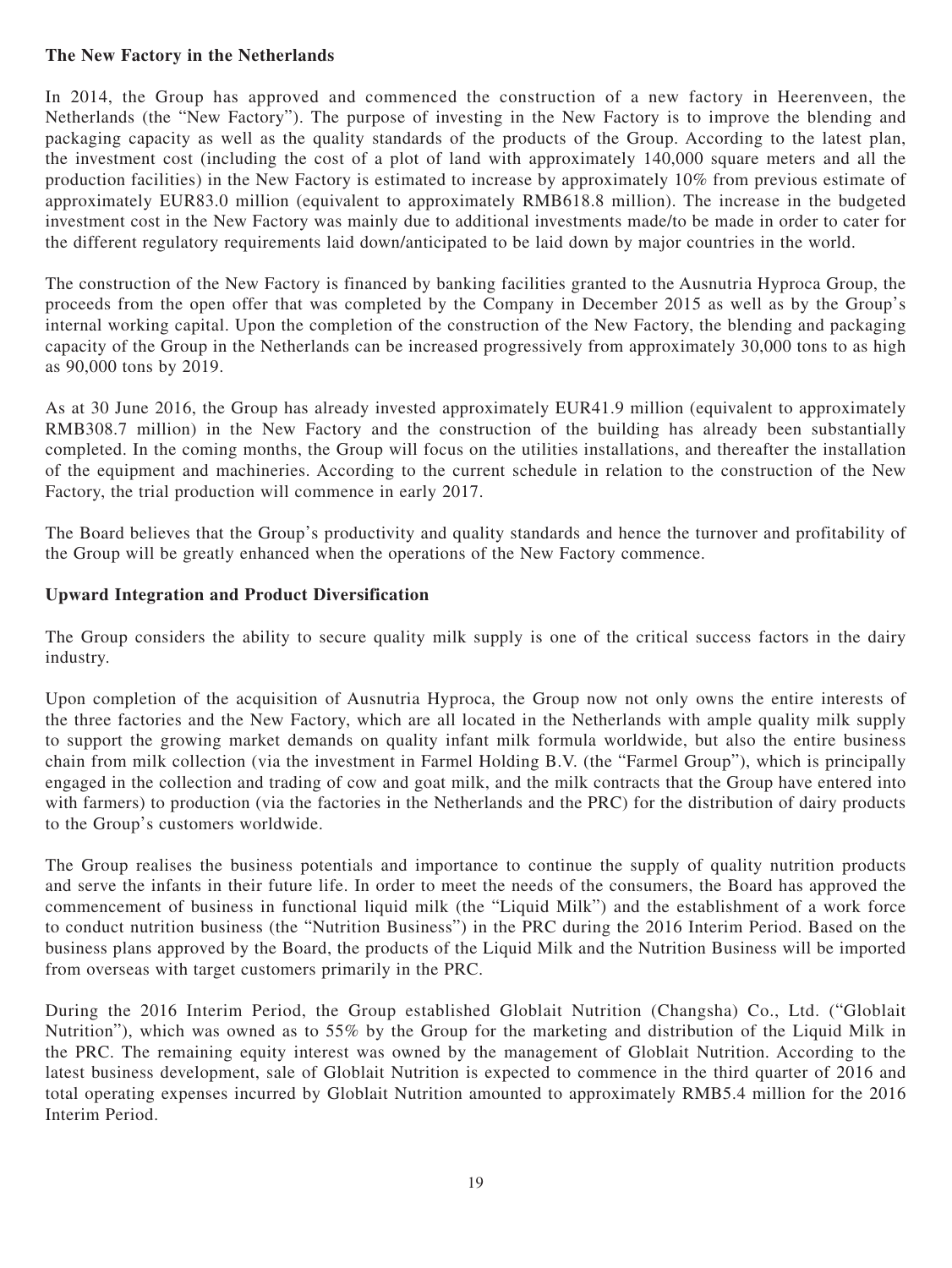**The New Factory in the Netherlands**

In 2014, the Group has approved and commenced the construction of a new factory in Heerenveen, the Netherlands (the "New Factory"). The purpose of investing in the New Factory is to improve the blending and packaging capacity as well as the quality standards of the products of the Group. According to the latest plan, the investment cost (including the cost of a plot of land with approximately 140,000 square meters and all the production facilities) in the New Factory is estimated to increase by approximately 10% from previous estimate of approximately EUR83.0 million (equivalent to approximately RMB618.8 million). The increase in the budgeted investment cost in the New Factory was mainly due to additional investments made/to be made in order to cater for the different regulatory requirements laid down/anticipated to be laid down by major countries in the world.

The construction of the New Factory is financed by banking facilities granted to the Ausnutria Hyproca Group, the proceeds from the open offer that was completed by the Company in December 2015 as well as by the Group's internal working capital. Upon the completion of the construction of the New Factory, the blending and packaging capacity of the Group in the Netherlands can be increased progressively from approximately 30,000 tons to as high as 90,000 tons by 2019.

As at 30 June 2016, the Group has already invested approximately EUR41.9 million (equivalent to approximately RMB308.7 million) in the New Factory and the construction of the building has already been substantially completed. In the coming months, the Group will focus on the utilities installations, and thereafter the installation of the equipment and machineries. According to the current schedule in relation to the construction of the New Factory, the trial production will commence in early 2017.

The Board believes that the Group's productivity and quality standards and hence the turnover and profitability of the Group will be greatly enhanced when the operations of the New Factory commence.

**Upward Integration and Product Diversification**

The Group considers the ability to secure quality milk supply is one of the critical success factors in the dairy industry.

Upon completion of the acquisition of Ausnutria Hyproca, the Group now not only owns the entire interests of the three factories and the New Factory, which are all located in the Netherlands with ample quality milk supply to support the growing market demands on quality infant milk formula worldwide, but also the entire business chain from milk collection (via the investment in Farmel Holding B.V. (the "Farmel Group"), which is principally engaged in the collection and trading of cow and goat milk, and the milk contracts that the Group have entered into with farmers) to production (via the factories in the Netherlands and the PRC) for the distribution of dairy products to the Group's customers worldwide.

The Group realises the business potentials and importance to continue the supply of quality nutrition products and serve the infants in their future life. In order to meet the needs of the consumers, the Board has approved the commencement of business in functional liquid milk (the "Liquid Milk") and the establishment of a work force to conduct nutrition business (the "Nutrition Business") in the PRC during the 2016 Interim Period. Based on the business plans approved by the Board, the products of the Liquid Milk and the Nutrition Business will be imported from overseas with target customers primarily in the PRC.

During the 2016 Interim Period, the Group established Globlait Nutrition (Changsha) Co., Ltd. ("Globlait Nutrition"), which was owned as to 55% by the Group for the marketing and distribution of the Liquid Milk in the PRC. The remaining equity interest was owned by the management of Globlait Nutrition. According to the latest business development, sale of Globlait Nutrition is expected to commence in the third quarter of 2016 and total operating expenses incurred by Globlait Nutrition amounted to approximately RMB5.4 million for the 2016 Interim Period.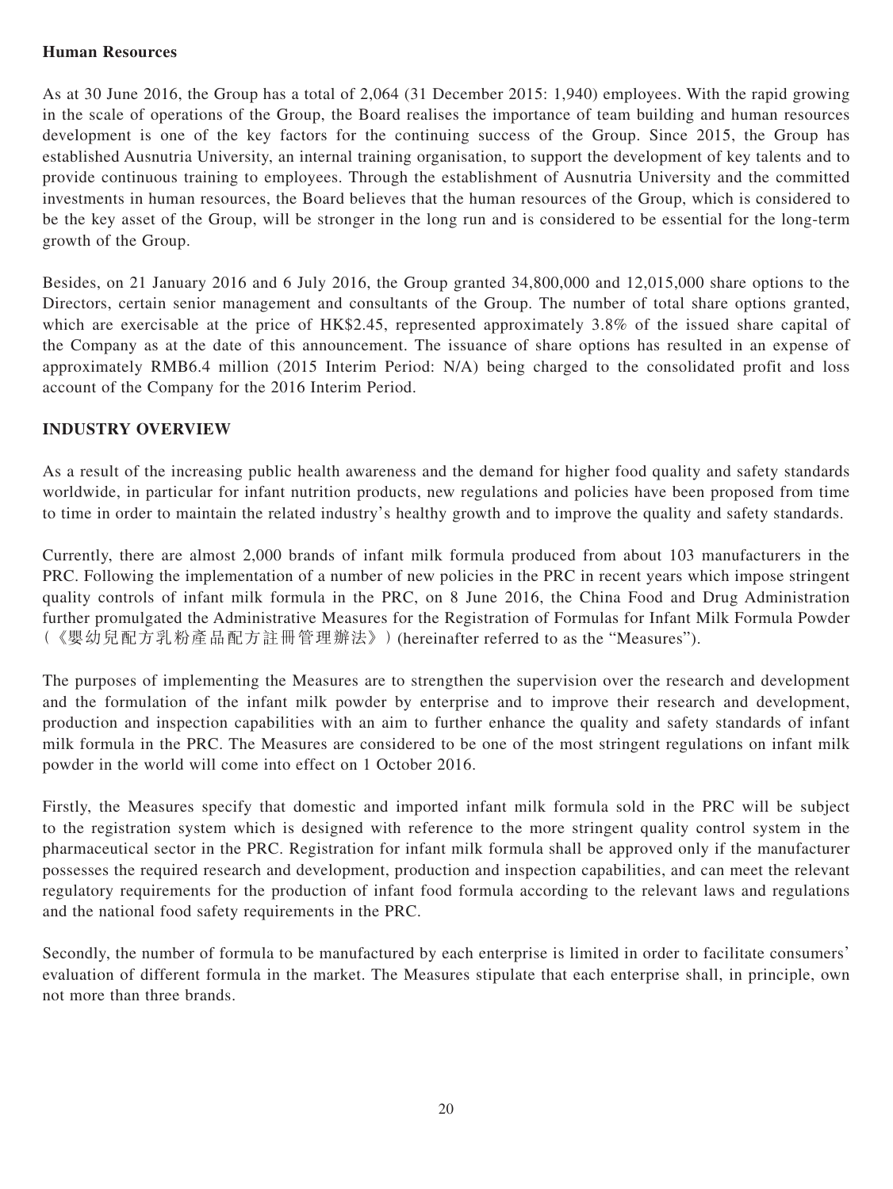**Human Resources**

As at 30 June 2016, the Group has a total of 2,064 (31 December 2015: 1,940) employees. With the rapid growing in the scale of operations of the Group, the Board realises the importance of team building and human resources development is one of the key factors for the continuing success of the Group. Since 2015, the Group has established Ausnutria University, an internal training organisation, to support the development of key talents and to provide continuous training to employees. Through the establishment of Ausnutria University and the committed investments in human resources, the Board believes that the human resources of the Group, which is considered to be the key asset of the Group, will be stronger in the long run and is considered to be essential for the long-term growth of the Group.

Besides, on 21 January 2016 and 6 July 2016, the Group granted 34,800,000 and 12,015,000 share options to the Directors, certain senior management and consultants of the Group. The number of total share options granted, which are exercisable at the price of HK$2.45, represented approximately 3.8% of the issued share capital of the Company as at the date of this announcement. The issuance of share options has resulted in an expense of approximately RMB6.4 million (2015 Interim Period: N/A) being charged to the consolidated profit and loss account of the Company for the 2016 Interim Period.

## INDUSTRY OVERVIEW

As a result of the increasing public health awareness and the demand for higher food quality and safety standards worldwide, in particular for infant nutrition products, new regulations and policies have been proposed from time to time in order to maintain the related industry's healthy growth and to improve the quality and safety standards.

Currently, there are almost 2,000 brands of infant milk formula produced from about 103 manufacturers in the PRC. Following the implementation of a number of new policies in the PRC in recent years which impose stringent quality controls of infant milk formula in the PRC, on 8 June 2016, the China Food and Drug Administration further promulgated the Administrative Measures for the Registration of Formulas for Infant Milk Formula Powder (《嬰幼兒配方乳粉產品配方註冊管理辦法》) (hereinafter referred to as the "Measures").

The purposes of implementing the Measures are to strengthen the supervision over the research and development and the formulation of the infant milk powder by enterprise and to improve their research and development, production and inspection capabilities with an aim to further enhance the quality and safety standards of infant milk formula in the PRC. The Measures are considered to be one of the most stringent regulations on infant milk powder in the world will come into effect on 1 October 2016.

Firstly, the Measures specify that domestic and imported infant milk formula sold in the PRC will be subject to the registration system which is designed with reference to the more stringent quality control system in the pharmaceutical sector in the PRC. Registration for infant milk formula shall be approved only if the manufacturer possesses the required research and development, production and inspection capabilities, and can meet the relevant regulatory requirements for the production of infant food formula according to the relevant laws and regulations and the national food safety requirements in the PRC.

Secondly, the number of formula to be manufactured by each enterprise is limited in order to facilitate consumers' evaluation of different formula in the market. The Measures stipulate that each enterprise shall, in principle, own not more than three brands.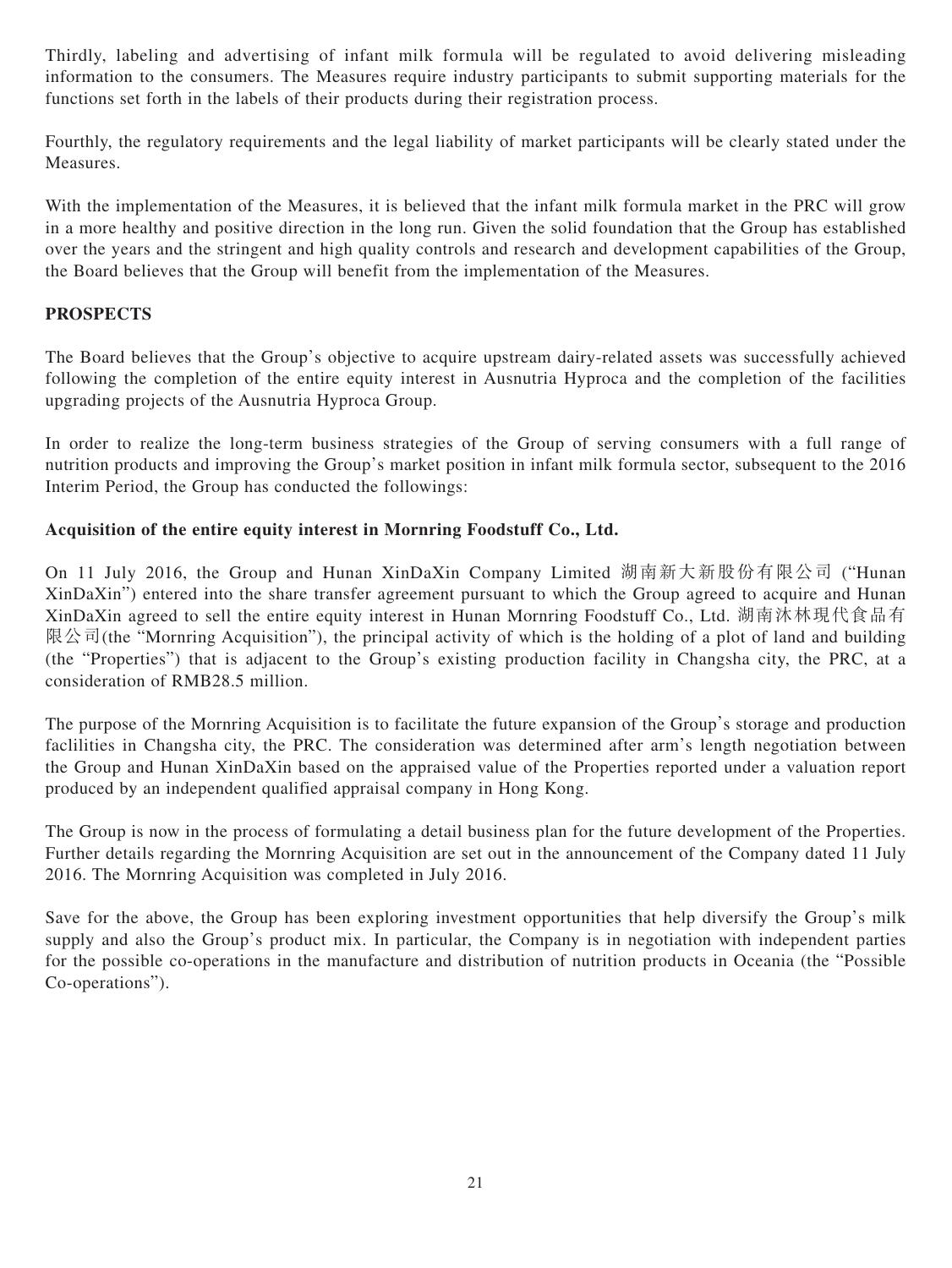Thirdly, labeling and advertising of infant milk formula will be regulated to avoid delivering misleading information to the consumers. The Measures require industry participants to submit supporting materials for the functions set forth in the labels of their products during their registration process.

Fourthly, the regulatory requirements and the legal liability of market participants will be clearly stated under the Measures.

With the implementation of the Measures, it is believed that the infant milk formula market in the PRC will grow in a more healthy and positive direction in the long run. Given the solid foundation that the Group has established over the years and the stringent and high quality controls and research and development capabilities of the Group, the Board believes that the Group will benefit from the implementation of the Measures.

## PROSPECTS

The Board believes that the Group's objective to acquire upstream dairy-related assets was successfully achieved following the completion of the entire equity interest in Ausnutria Hyproca and the completion of the facilities upgrading projects of the Ausnutria Hyproca Group.

In order to realize the long-term business strategies of the Group of serving consumers with a full range of nutrition products and improving the Group's market position in infant milk formula sector, subsequent to the 2016 Interim Period, the Group has conducted the followings:

### Acquisition of the entire equity interest in Mornring Foodstuff Co., Ltd.

On 11 July 2016, the Group and Hunan XinDaXin Company Limited 湖南新大新股份有限公司 ("Hunan XinDaXin") entered into the share transfer agreement pursuant to which the Group agreed to acquire and Hunan XinDaXin agreed to sell the entire equity interest in Hunan Mornring Foodstuff Co., Ltd. 湖南沐林現代食品有限公司(the "Mornring Acquisition"), the principal activity of which is the holding of a plot of land and building (the "Properties") that is adjacent to the Group's existing production facility in Changsha city, the PRC, at a consideration of RMB28.5 million.

The purpose of the Mornring Acquisition is to facilitate the future expansion of the Group's storage and production faclilities in Changsha city, the PRC. The consideration was determined after arm's length negotiation between the Group and Hunan XinDaXin based on the appraised value of the Properties reported under a valuation report produced by an independent qualified appraisal company in Hong Kong.

The Group is now in the process of formulating a detail business plan for the future development of the Properties. Further details regarding the Mornring Acquisition are set out in the announcement of the Company dated 11 July 2016. The Mornring Acquisition was completed in July 2016.

Save for the above, the Group has been exploring investment opportunities that help diversify the Group's milk supply and also the Group's product mix. In particular, the Company is in negotiation with independent parties for the possible co-operations in the manufacture and distribution of nutrition products in Oceania (the "Possible Co-operations").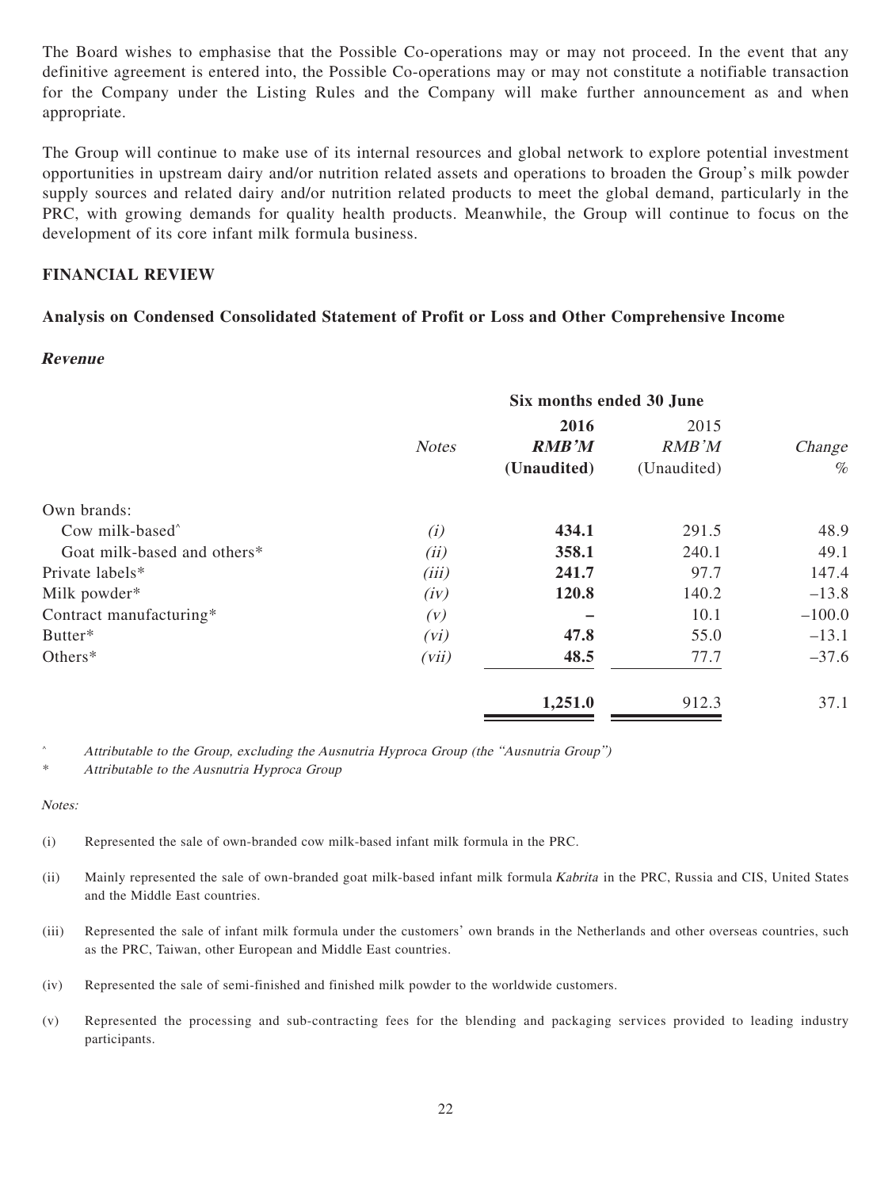The Board wishes to emphasise that the Possible Co-operations may or may not proceed. In the event that any definitive agreement is entered into, the Possible Co-operations may or may not constitute a notifiable transaction for the Company under the Listing Rules and the Company will make further announcement as and when appropriate.

The Group will continue to make use of its internal resources and global network to explore potential investment opportunities in upstream dairy and/or nutrition related assets and operations to broaden the Group's milk powder supply sources and related dairy and/or nutrition related products to meet the global demand, particularly in the PRC, with growing demands for quality health products. Meanwhile, the Group will continue to focus on the development of its core infant milk formula business.

## FINANCIAL REVIEW

### Analysis on Condensed Consolidated Statement of Profit or Loss and Other Comprehensive Income

#### *Revenue*

| | *Notes* | Six months ended 30 June | | |
|---|---|---|---|---|
| | | **2016** | 2015 | |
| | | ***RMB'M*** | *RMB'M* | *Change* |
| | | **(Unaudited)** | (Unaudited) | *%* |
| Own brands: | | | | |
| Cow milk-based^ | *(i)* | **434.1** | 291.5 | 48.9 |
| Goat milk-based and others* | *(ii)* | **358.1** | 240.1 | 49.1 |
| Private labels* | *(iii)* | **241.7** | 97.7 | 147.4 |
| Milk powder* | *(iv)* | **120.8** | 140.2 | –13.8 |
| Contract manufacturing* | *(v)* | **–** | 10.1 | –100.0 |
| Butter* | *(vi)* | **47.8** | 55.0 | –13.1 |
| Others* | *(vii)* | **48.5** | 77.7 | –37.6 |
| | | **1,251.0** | 912.3 | 37.1 |

^ *Attributable to the Group, excluding the Ausnutria Hyproca Group (the "Ausnutria Group")*

\* *Attributable to the Ausnutria Hyproca Group*

*Notes:*

(i) Represented the sale of own-branded cow milk-based infant milk formula in the PRC.

(ii) Mainly represented the sale of own-branded goat milk-based infant milk formula *Kabrita* in the PRC, Russia and CIS, United States and the Middle East countries.

(iii) Represented the sale of infant milk formula under the customers' own brands in the Netherlands and other overseas countries, such as the PRC, Taiwan, other European and Middle East countries.

(iv) Represented the sale of semi-finished and finished milk powder to the worldwide customers.

(v) Represented the processing and sub-contracting fees for the blending and packaging services provided to leading industry participants.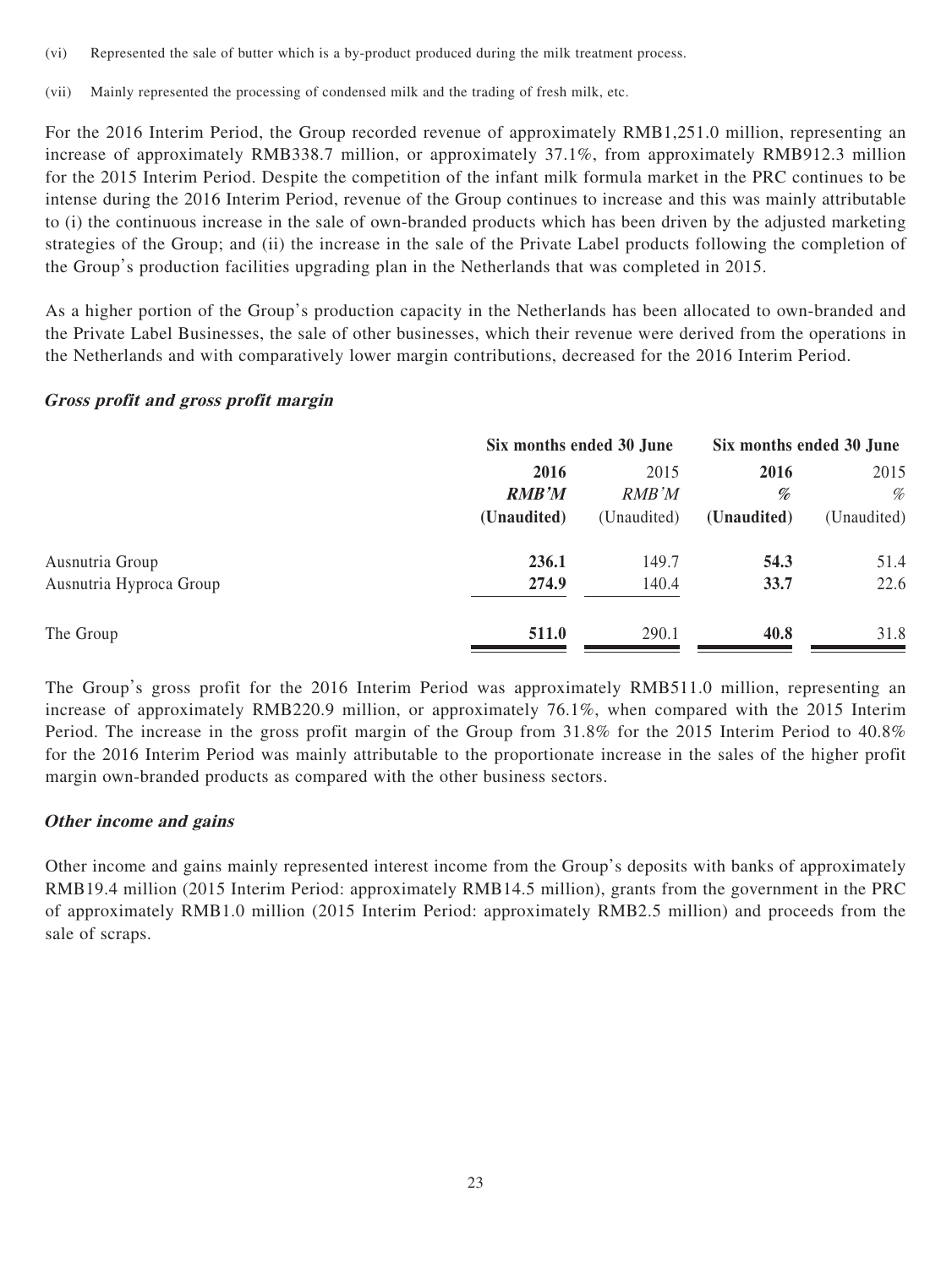(vi) Represented the sale of butter which is a by-product produced during the milk treatment process.

(vii) Mainly represented the processing of condensed milk and the trading of fresh milk, etc.

For the 2016 Interim Period, the Group recorded revenue of approximately RMB1,251.0 million, representing an increase of approximately RMB338.7 million, or approximately 37.1%, from approximately RMB912.3 million for the 2015 Interim Period. Despite the competition of the infant milk formula market in the PRC continues to be intense during the 2016 Interim Period, revenue of the Group continues to increase and this was mainly attributable to (i) the continuous increase in the sale of own-branded products which has been driven by the adjusted marketing strategies of the Group; and (ii) the increase in the sale of the Private Label products following the completion of the Group's production facilities upgrading plan in the Netherlands that was completed in 2015.

As a higher portion of the Group's production capacity in the Netherlands has been allocated to own-branded and the Private Label Businesses, the sale of other businesses, which their revenue were derived from the operations in the Netherlands and with comparatively lower margin contributions, decreased for the 2016 Interim Period.

***Gross profit and gross profit margin***

| | Six months ended 30 June | | Six months ended 30 June | |
|---|---|---|---|---|
| | **2016** | 2015 | **2016** | 2015 |
| | ***RMB'M*** | *RMB'M* | ***%*** | *%* |
| | **(Unaudited)** | (Unaudited) | **(Unaudited)** | (Unaudited) |
| Ausnutria Group | **236.1** | 149.7 | **54.3** | 51.4 |
| Ausnutria Hyproca Group | **274.9** | 140.4 | **33.7** | 22.6 |
| The Group | **511.0** | 290.1 | **40.8** | 31.8 |

The Group's gross profit for the 2016 Interim Period was approximately RMB511.0 million, representing an increase of approximately RMB220.9 million, or approximately 76.1%, when compared with the 2015 Interim Period. The increase in the gross profit margin of the Group from 31.8% for the 2015 Interim Period to 40.8% for the 2016 Interim Period was mainly attributable to the proportionate increase in the sales of the higher profit margin own-branded products as compared with the other business sectors.

***Other income and gains***

Other income and gains mainly represented interest income from the Group's deposits with banks of approximately RMB19.4 million (2015 Interim Period: approximately RMB14.5 million), grants from the government in the PRC of approximately RMB1.0 million (2015 Interim Period: approximately RMB2.5 million) and proceeds from the sale of scraps.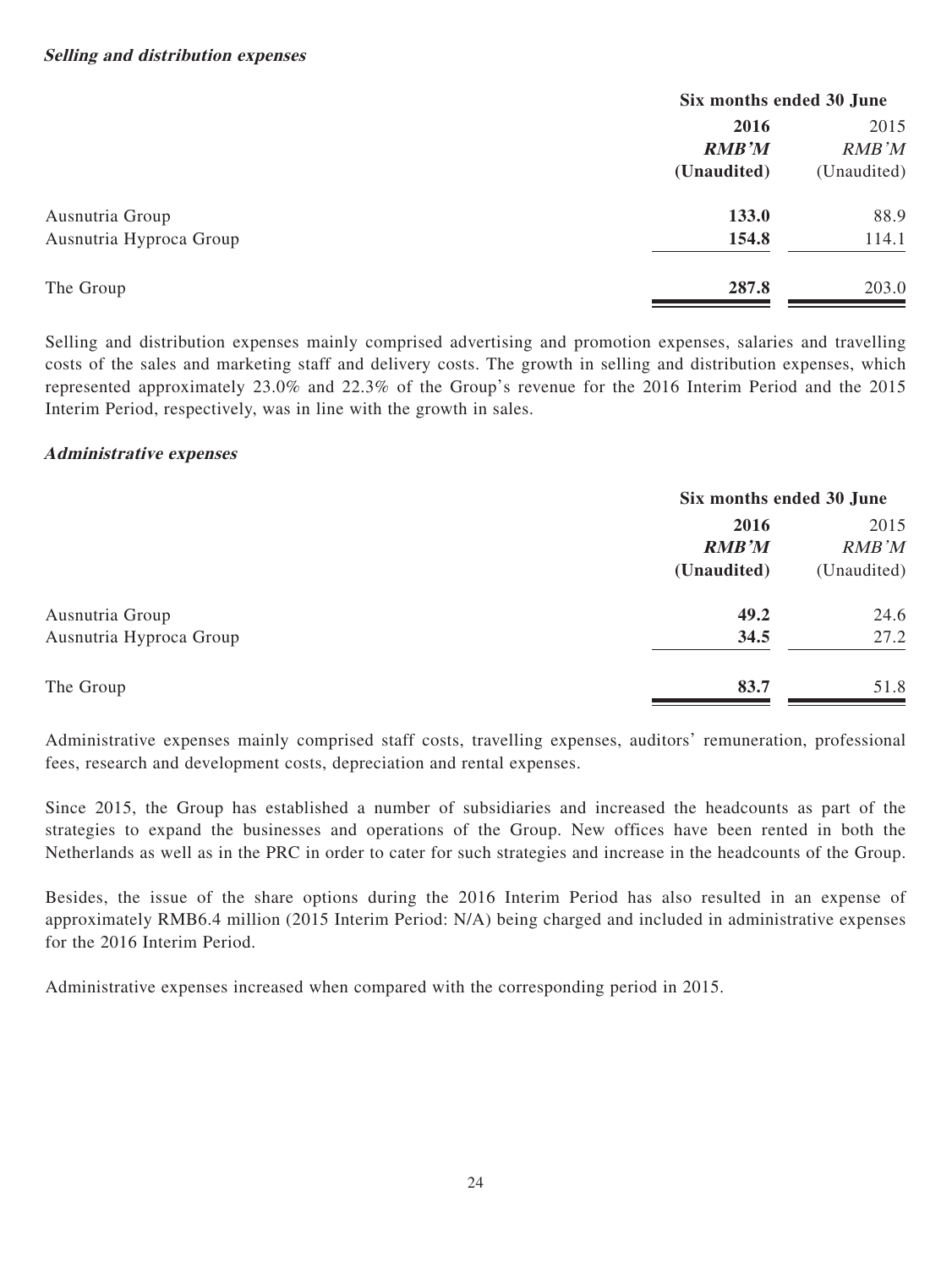***Selling and distribution expenses***

| | Six months ended 30 June | |
|---|---|---|
| | **2016** | 2015 |
| | ***RMB'M*** | *RMB'M* |
| | **(Unaudited)** | (Unaudited) |
| Ausnutria Group | **133.0** | 88.9 |
| Ausnutria Hyproca Group | **154.8** | 114.1 |
| The Group | **287.8** | 203.0 |

Selling and distribution expenses mainly comprised advertising and promotion expenses, salaries and travelling costs of the sales and marketing staff and delivery costs. The growth in selling and distribution expenses, which represented approximately 23.0% and 22.3% of the Group's revenue for the 2016 Interim Period and the 2015 Interim Period, respectively, was in line with the growth in sales.

***Administrative expenses***

| | Six months ended 30 June | |
|---|---|---|
| | **2016** | 2015 |
| | ***RMB'M*** | *RMB'M* |
| | **(Unaudited)** | (Unaudited) |
| Ausnutria Group | **49.2** | 24.6 |
| Ausnutria Hyproca Group | **34.5** | 27.2 |
| The Group | **83.7** | 51.8 |

Administrative expenses mainly comprised staff costs, travelling expenses, auditors' remuneration, professional fees, research and development costs, depreciation and rental expenses.

Since 2015, the Group has established a number of subsidiaries and increased the headcounts as part of the strategies to expand the businesses and operations of the Group. New offices have been rented in both the Netherlands as well as in the PRC in order to cater for such strategies and increase in the headcounts of the Group.

Besides, the issue of the share options during the 2016 Interim Period has also resulted in an expense of approximately RMB6.4 million (2015 Interim Period: N/A) being charged and included in administrative expenses for the 2016 Interim Period.

Administrative expenses increased when compared with the corresponding period in 2015.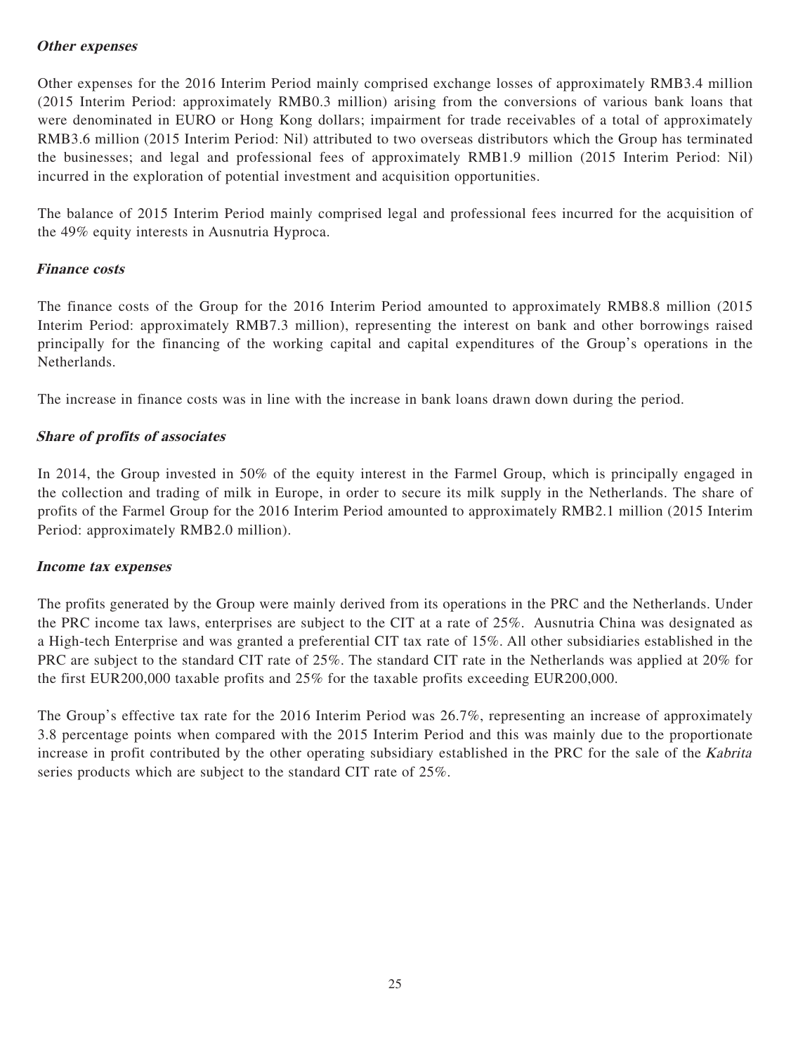***Other expenses***

Other expenses for the 2016 Interim Period mainly comprised exchange losses of approximately RMB3.4 million (2015 Interim Period: approximately RMB0.3 million) arising from the conversions of various bank loans that were denominated in EURO or Hong Kong dollars; impairment for trade receivables of a total of approximately RMB3.6 million (2015 Interim Period: Nil) attributed to two overseas distributors which the Group has terminated the businesses; and legal and professional fees of approximately RMB1.9 million (2015 Interim Period: Nil) incurred in the exploration of potential investment and acquisition opportunities.

The balance of 2015 Interim Period mainly comprised legal and professional fees incurred for the acquisition of the 49% equity interests in Ausnutria Hyproca.

***Finance costs***

The finance costs of the Group for the 2016 Interim Period amounted to approximately RMB8.8 million (2015 Interim Period: approximately RMB7.3 million), representing the interest on bank and other borrowings raised principally for the financing of the working capital and capital expenditures of the Group's operations in the Netherlands.

The increase in finance costs was in line with the increase in bank loans drawn down during the period.

***Share of profits of associates***

In 2014, the Group invested in 50% of the equity interest in the Farmel Group, which is principally engaged in the collection and trading of milk in Europe, in order to secure its milk supply in the Netherlands. The share of profits of the Farmel Group for the 2016 Interim Period amounted to approximately RMB2.1 million (2015 Interim Period: approximately RMB2.0 million).

***Income tax expenses***

The profits generated by the Group were mainly derived from its operations in the PRC and the Netherlands. Under the PRC income tax laws, enterprises are subject to the CIT at a rate of 25%. Ausnutria China was designated as a High-tech Enterprise and was granted a preferential CIT tax rate of 15%. All other subsidiaries established in the PRC are subject to the standard CIT rate of 25%. The standard CIT rate in the Netherlands was applied at 20% for the first EUR200,000 taxable profits and 25% for the taxable profits exceeding EUR200,000.

The Group's effective tax rate for the 2016 Interim Period was 26.7%, representing an increase of approximately 3.8 percentage points when compared with the 2015 Interim Period and this was mainly due to the proportionate increase in profit contributed by the other operating subsidiary established in the PRC for the sale of the *Kabrita* series products which are subject to the standard CIT rate of 25%.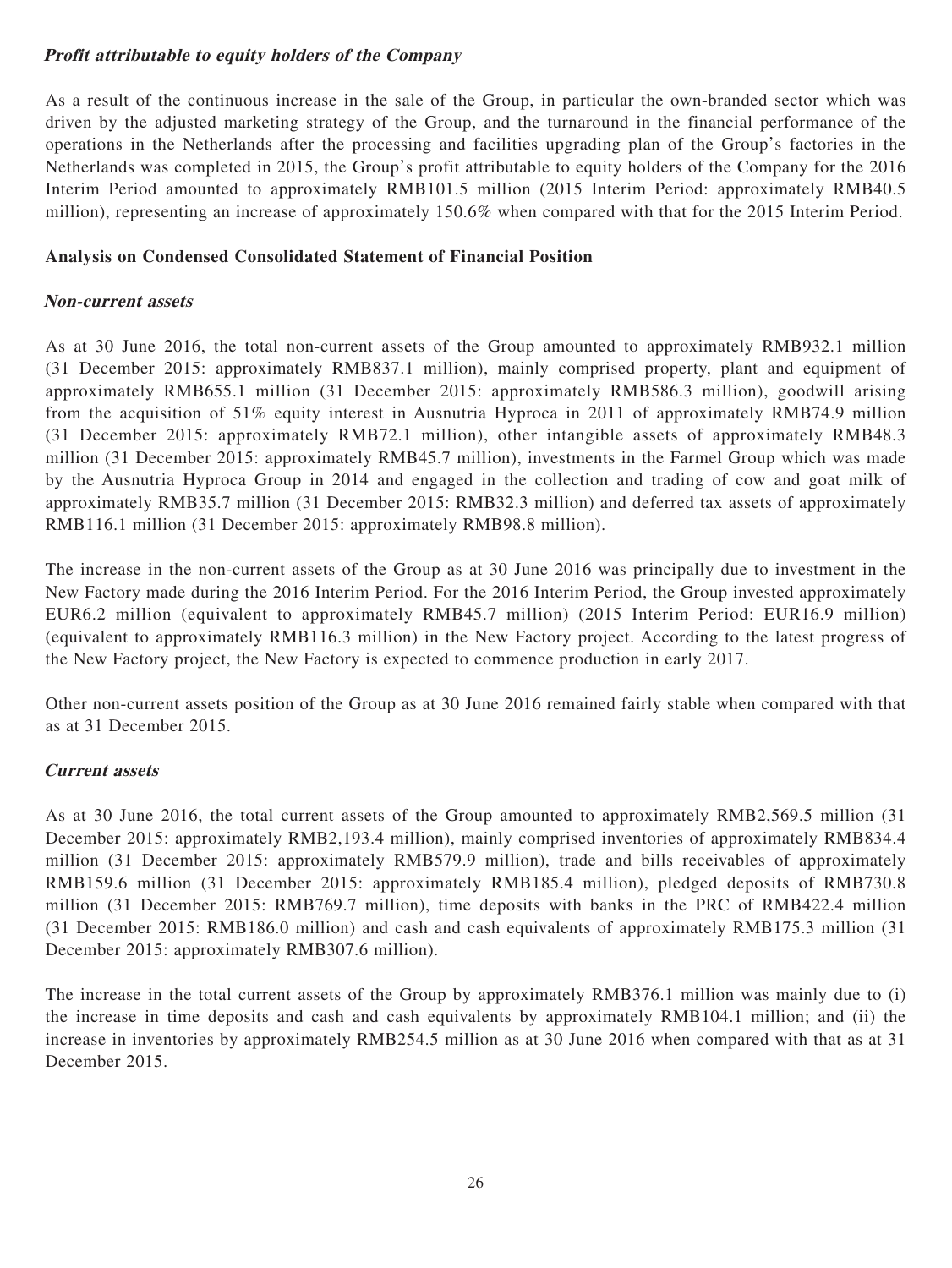***Profit attributable to equity holders of the Company***

As a result of the continuous increase in the sale of the Group, in particular the own-branded sector which was driven by the adjusted marketing strategy of the Group, and the turnaround in the financial performance of the operations in the Netherlands after the processing and facilities upgrading plan of the Group's factories in the Netherlands was completed in 2015, the Group's profit attributable to equity holders of the Company for the 2016 Interim Period amounted to approximately RMB101.5 million (2015 Interim Period: approximately RMB40.5 million), representing an increase of approximately 150.6% when compared with that for the 2015 Interim Period.

**Analysis on Condensed Consolidated Statement of Financial Position**

***Non-current assets***

As at 30 June 2016, the total non-current assets of the Group amounted to approximately RMB932.1 million (31 December 2015: approximately RMB837.1 million), mainly comprised property, plant and equipment of approximately RMB655.1 million (31 December 2015: approximately RMB586.3 million), goodwill arising from the acquisition of 51% equity interest in Ausnutria Hyproca in 2011 of approximately RMB74.9 million (31 December 2015: approximately RMB72.1 million), other intangible assets of approximately RMB48.3 million (31 December 2015: approximately RMB45.7 million), investments in the Farmel Group which was made by the Ausnutria Hyproca Group in 2014 and engaged in the collection and trading of cow and goat milk of approximately RMB35.7 million (31 December 2015: RMB32.3 million) and deferred tax assets of approximately RMB116.1 million (31 December 2015: approximately RMB98.8 million).

The increase in the non-current assets of the Group as at 30 June 2016 was principally due to investment in the New Factory made during the 2016 Interim Period. For the 2016 Interim Period, the Group invested approximately EUR6.2 million (equivalent to approximately RMB45.7 million) (2015 Interim Period: EUR16.9 million) (equivalent to approximately RMB116.3 million) in the New Factory project. According to the latest progress of the New Factory project, the New Factory is expected to commence production in early 2017.

Other non-current assets position of the Group as at 30 June 2016 remained fairly stable when compared with that as at 31 December 2015.

***Current assets***

As at 30 June 2016, the total current assets of the Group amounted to approximately RMB2,569.5 million (31 December 2015: approximately RMB2,193.4 million), mainly comprised inventories of approximately RMB834.4 million (31 December 2015: approximately RMB579.9 million), trade and bills receivables of approximately RMB159.6 million (31 December 2015: approximately RMB185.4 million), pledged deposits of RMB730.8 million (31 December 2015: RMB769.7 million), time deposits with banks in the PRC of RMB422.4 million (31 December 2015: RMB186.0 million) and cash and cash equivalents of approximately RMB175.3 million (31 December 2015: approximately RMB307.6 million).

The increase in the total current assets of the Group by approximately RMB376.1 million was mainly due to (i) the increase in time deposits and cash and cash equivalents by approximately RMB104.1 million; and (ii) the increase in inventories by approximately RMB254.5 million as at 30 June 2016 when compared with that as at 31 December 2015.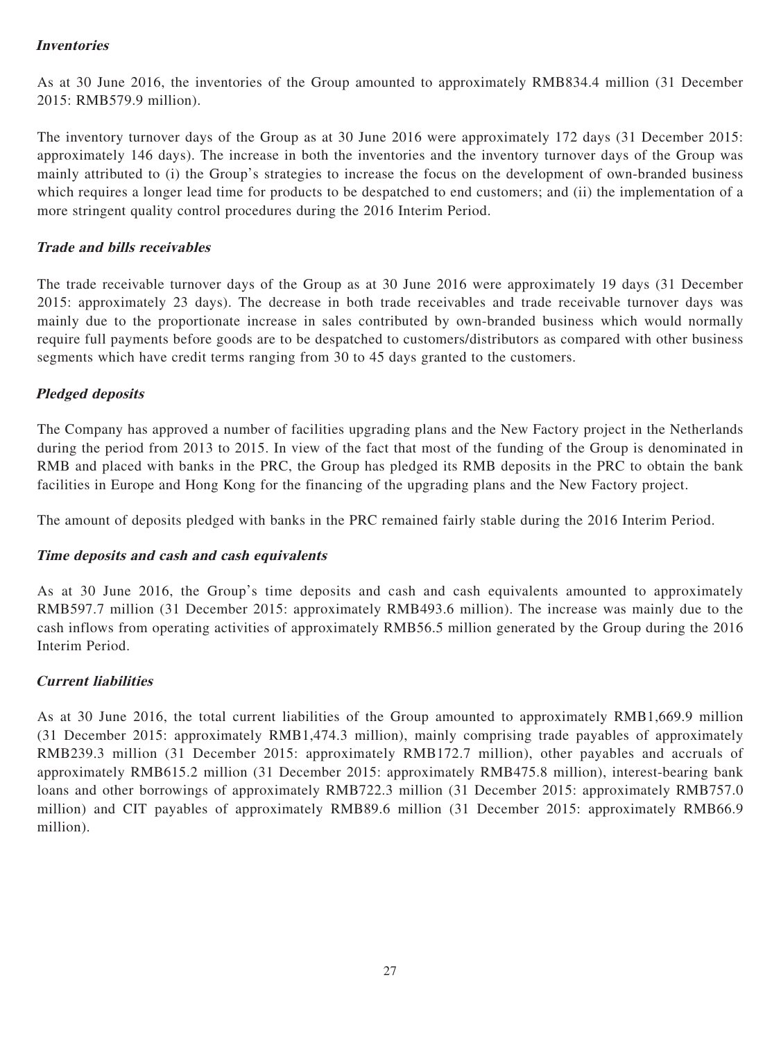***Inventories***

As at 30 June 2016, the inventories of the Group amounted to approximately RMB834.4 million (31 December 2015: RMB579.9 million).

The inventory turnover days of the Group as at 30 June 2016 were approximately 172 days (31 December 2015: approximately 146 days). The increase in both the inventories and the inventory turnover days of the Group was mainly attributed to (i) the Group's strategies to increase the focus on the development of own-branded business which requires a longer lead time for products to be despatched to end customers; and (ii) the implementation of a more stringent quality control procedures during the 2016 Interim Period.

***Trade and bills receivables***

The trade receivable turnover days of the Group as at 30 June 2016 were approximately 19 days (31 December 2015: approximately 23 days). The decrease in both trade receivables and trade receivable turnover days was mainly due to the proportionate increase in sales contributed by own-branded business which would normally require full payments before goods are to be despatched to customers/distributors as compared with other business segments which have credit terms ranging from 30 to 45 days granted to the customers.

***Pledged deposits***

The Company has approved a number of facilities upgrading plans and the New Factory project in the Netherlands during the period from 2013 to 2015. In view of the fact that most of the funding of the Group is denominated in RMB and placed with banks in the PRC, the Group has pledged its RMB deposits in the PRC to obtain the bank facilities in Europe and Hong Kong for the financing of the upgrading plans and the New Factory project.

The amount of deposits pledged with banks in the PRC remained fairly stable during the 2016 Interim Period.

***Time deposits and cash and cash equivalents***

As at 30 June 2016, the Group's time deposits and cash and cash equivalents amounted to approximately RMB597.7 million (31 December 2015: approximately RMB493.6 million). The increase was mainly due to the cash inflows from operating activities of approximately RMB56.5 million generated by the Group during the 2016 Interim Period.

***Current liabilities***

As at 30 June 2016, the total current liabilities of the Group amounted to approximately RMB1,669.9 million (31 December 2015: approximately RMB1,474.3 million), mainly comprising trade payables of approximately RMB239.3 million (31 December 2015: approximately RMB172.7 million), other payables and accruals of approximately RMB615.2 million (31 December 2015: approximately RMB475.8 million), interest-bearing bank loans and other borrowings of approximately RMB722.3 million (31 December 2015: approximately RMB757.0 million) and CIT payables of approximately RMB89.6 million (31 December 2015: approximately RMB66.9 million).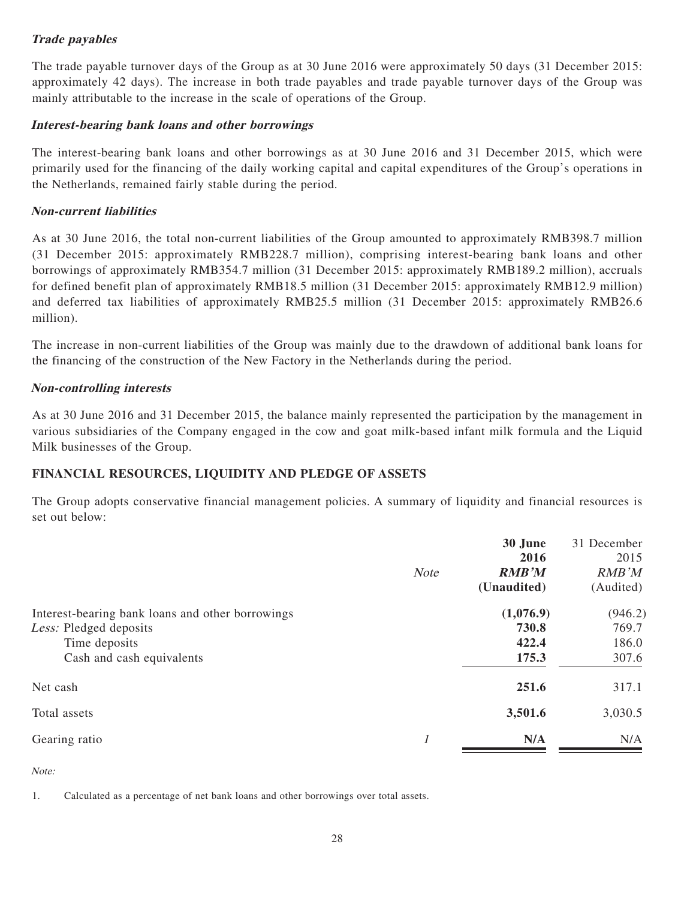***Trade payables***

The trade payable turnover days of the Group as at 30 June 2016 were approximately 50 days (31 December 2015: approximately 42 days). The increase in both trade payables and trade payable turnover days of the Group was mainly attributable to the increase in the scale of operations of the Group.

***Interest-bearing bank loans and other borrowings***

The interest-bearing bank loans and other borrowings as at 30 June 2016 and 31 December 2015, which were primarily used for the financing of the daily working capital and capital expenditures of the Group's operations in the Netherlands, remained fairly stable during the period.

***Non-current liabilities***

As at 30 June 2016, the total non-current liabilities of the Group amounted to approximately RMB398.7 million (31 December 2015: approximately RMB228.7 million), comprising interest-bearing bank loans and other borrowings of approximately RMB354.7 million (31 December 2015: approximately RMB189.2 million), accruals for defined benefit plan of approximately RMB18.5 million (31 December 2015: approximately RMB12.9 million) and deferred tax liabilities of approximately RMB25.5 million (31 December 2015: approximately RMB26.6 million).

The increase in non-current liabilities of the Group was mainly due to the drawdown of additional bank loans for the financing of the construction of the New Factory in the Netherlands during the period.

***Non-controlling interests***

As at 30 June 2016 and 31 December 2015, the balance mainly represented the participation by the management in various subsidiaries of the Company engaged in the cow and goat milk-based infant milk formula and the Liquid Milk businesses of the Group.

**FINANCIAL RESOURCES, LIQUIDITY AND PLEDGE OF ASSETS**

The Group adopts conservative financial management policies. A summary of liquidity and financial resources is set out below:

| | *Note* | **30 June 2016 *RMB'M* (Unaudited)** | 31 December 2015 *RMB'M* (Audited) |
|---|---|---|---|
| Interest-bearing bank loans and other borrowings | | **(1,076.9)** | (946.2) |
| *Less:* Pledged deposits | | **730.8** | 769.7 |
| Time deposits | | **422.4** | 186.0 |
| Cash and cash equivalents | | **175.3** | 307.6 |
| Net cash | | **251.6** | 317.1 |
| Total assets | | **3,501.6** | 3,030.5 |
| Gearing ratio | *1* | **N/A** | N/A |

*Note:*

1. Calculated as a percentage of net bank loans and other borrowings over total assets.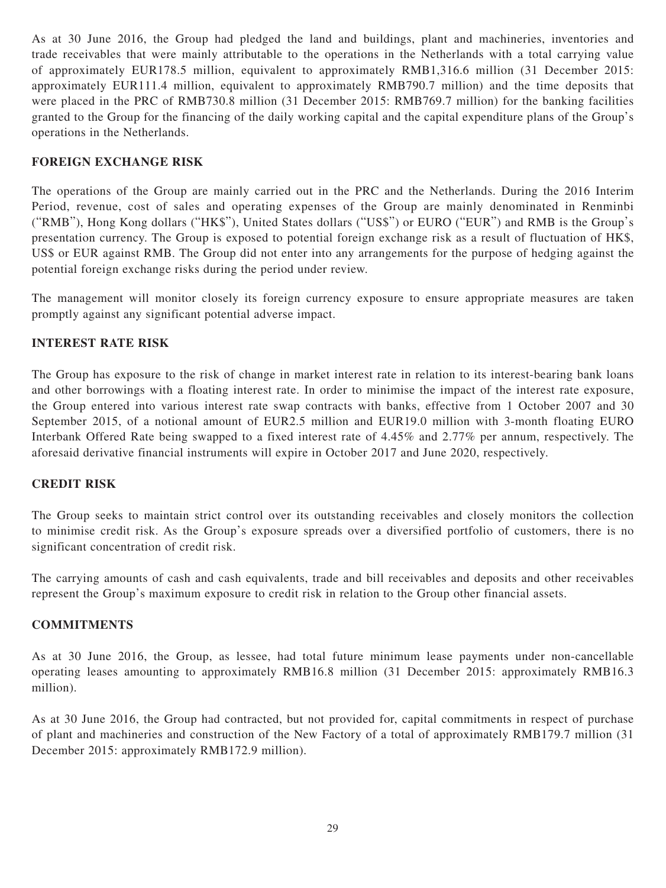As at 30 June 2016, the Group had pledged the land and buildings, plant and machineries, inventories and trade receivables that were mainly attributable to the operations in the Netherlands with a total carrying value of approximately EUR178.5 million, equivalent to approximately RMB1,316.6 million (31 December 2015: approximately EUR111.4 million, equivalent to approximately RMB790.7 million) and the time deposits that were placed in the PRC of RMB730.8 million (31 December 2015: RMB769.7 million) for the banking facilities granted to the Group for the financing of the daily working capital and the capital expenditure plans of the Group's operations in the Netherlands.

## FOREIGN EXCHANGE RISK

The operations of the Group are mainly carried out in the PRC and the Netherlands. During the 2016 Interim Period, revenue, cost of sales and operating expenses of the Group are mainly denominated in Renminbi ("RMB"), Hong Kong dollars ("HK$"), United States dollars ("US$") or EURO ("EUR") and RMB is the Group's presentation currency. The Group is exposed to potential foreign exchange risk as a result of fluctuation of HK$, US$ or EUR against RMB. The Group did not enter into any arrangements for the purpose of hedging against the potential foreign exchange risks during the period under review.

The management will monitor closely its foreign currency exposure to ensure appropriate measures are taken promptly against any significant potential adverse impact.

## INTEREST RATE RISK

The Group has exposure to the risk of change in market interest rate in relation to its interest-bearing bank loans and other borrowings with a floating interest rate. In order to minimise the impact of the interest rate exposure, the Group entered into various interest rate swap contracts with banks, effective from 1 October 2007 and 30 September 2015, of a notional amount of EUR2.5 million and EUR19.0 million with 3-month floating EURO Interbank Offered Rate being swapped to a fixed interest rate of 4.45% and 2.77% per annum, respectively. The aforesaid derivative financial instruments will expire in October 2017 and June 2020, respectively.

## CREDIT RISK

The Group seeks to maintain strict control over its outstanding receivables and closely monitors the collection to minimise credit risk. As the Group's exposure spreads over a diversified portfolio of customers, there is no significant concentration of credit risk.

The carrying amounts of cash and cash equivalents, trade and bill receivables and deposits and other receivables represent the Group's maximum exposure to credit risk in relation to the Group other financial assets.

## COMMITMENTS

As at 30 June 2016, the Group, as lessee, had total future minimum lease payments under non-cancellable operating leases amounting to approximately RMB16.8 million (31 December 2015: approximately RMB16.3 million).

As at 30 June 2016, the Group had contracted, but not provided for, capital commitments in respect of purchase of plant and machineries and construction of the New Factory of a total of approximately RMB179.7 million (31 December 2015: approximately RMB172.9 million).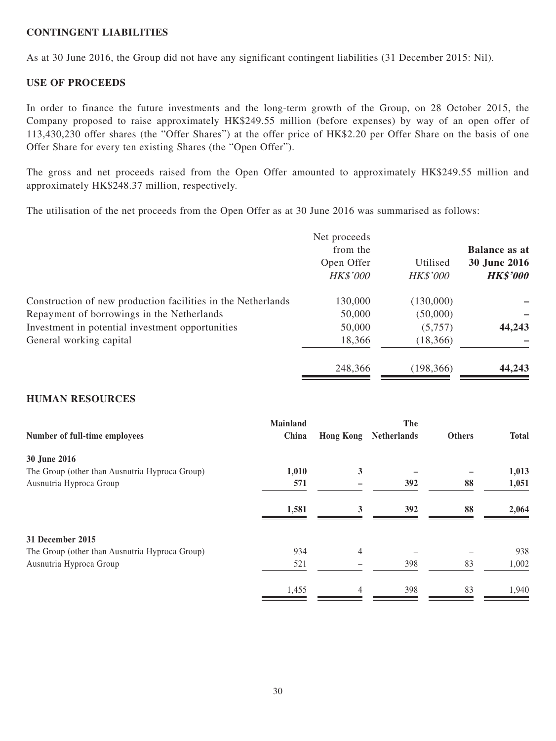## CONTINGENT LIABILITIES

As at 30 June 2016, the Group did not have any significant contingent liabilities (31 December 2015: Nil).

## USE OF PROCEEDS

In order to finance the future investments and the long-term growth of the Group, on 28 October 2015, the Company proposed to raise approximately HK$249.55 million (before expenses) by way of an open offer of 113,430,230 offer shares (the "Offer Shares") at the offer price of HK$2.20 per Offer Share on the basis of one Offer Share for every ten existing Shares (the "Open Offer").

The gross and net proceeds raised from the Open Offer amounted to approximately HK$249.55 million and approximately HK$248.37 million, respectively.

The utilisation of the net proceeds from the Open Offer as at 30 June 2016 was summarised as follows:

| | Net proceeds from the Open Offer *HK$'000* | Utilised *HK$'000* | **Balance as at 30 June 2016** ***HK$'000*** |
|---|---|---|---|
| Construction of new production facilities in the Netherlands | 130,000 | (130,000) | **–** |
| Repayment of borrowings in the Netherlands | 50,000 | (50,000) | **–** |
| Investment in potential investment opportunities | 50,000 | (5,757) | **44,243** |
| General working capital | 18,366 | (18,366) | **–** |
| | 248,366 | (198,366) | **44,243** |

## HUMAN RESOURCES

| **Number of full-time employees** | **Mainland China** | **Hong Kong** | **The Netherlands** | **Others** | **Total** |
|---|---|---|---|---|---|
| **30 June 2016** | | | | | |
| The Group (other than Ausnutria Hyproca Group) | **1,010** | **3** | **–** | **–** | **1,013** |
| Ausnutria Hyproca Group | **571** | **–** | **392** | **88** | **1,051** |
| | **1,581** | **3** | **392** | **88** | **2,064** |
| **31 December 2015** | | | | | |
| The Group (other than Ausnutria Hyproca Group) | 934 | 4 | – | – | 938 |
| Ausnutria Hyproca Group | 521 | – | 398 | 83 | 1,002 |
| | 1,455 | 4 | 398 | 83 | 1,940 |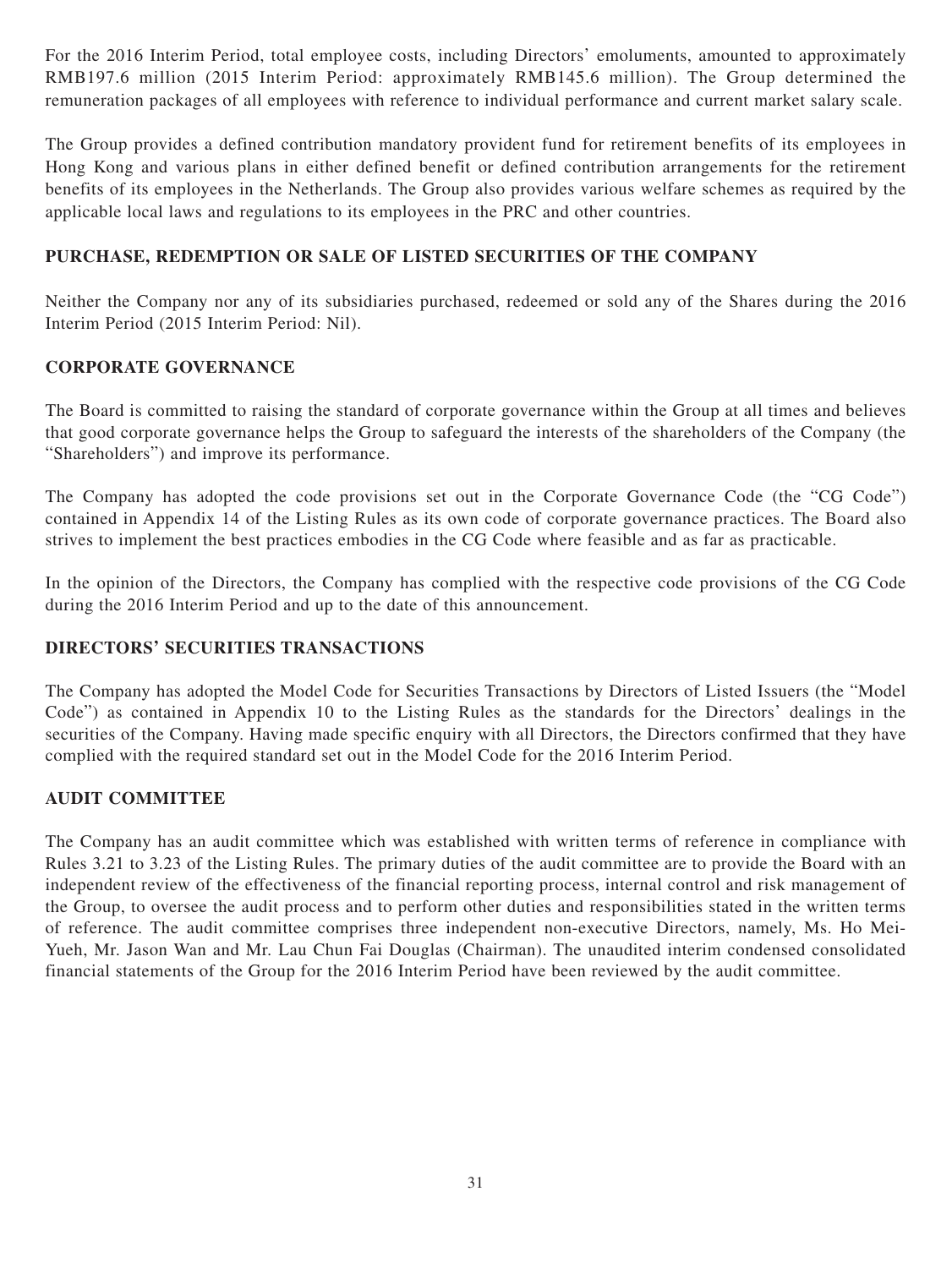For the 2016 Interim Period, total employee costs, including Directors' emoluments, amounted to approximately RMB197.6 million (2015 Interim Period: approximately RMB145.6 million). The Group determined the remuneration packages of all employees with reference to individual performance and current market salary scale.

The Group provides a defined contribution mandatory provident fund for retirement benefits of its employees in Hong Kong and various plans in either defined benefit or defined contribution arrangements for the retirement benefits of its employees in the Netherlands. The Group also provides various welfare schemes as required by the applicable local laws and regulations to its employees in the PRC and other countries.

## PURCHASE, REDEMPTION OR SALE OF LISTED SECURITIES OF THE COMPANY

Neither the Company nor any of its subsidiaries purchased, redeemed or sold any of the Shares during the 2016 Interim Period (2015 Interim Period: Nil).

## CORPORATE GOVERNANCE

The Board is committed to raising the standard of corporate governance within the Group at all times and believes that good corporate governance helps the Group to safeguard the interests of the shareholders of the Company (the "Shareholders") and improve its performance.

The Company has adopted the code provisions set out in the Corporate Governance Code (the "CG Code") contained in Appendix 14 of the Listing Rules as its own code of corporate governance practices. The Board also strives to implement the best practices embodies in the CG Code where feasible and as far as practicable.

In the opinion of the Directors, the Company has complied with the respective code provisions of the CG Code during the 2016 Interim Period and up to the date of this announcement.

## DIRECTORS' SECURITIES TRANSACTIONS

The Company has adopted the Model Code for Securities Transactions by Directors of Listed Issuers (the "Model Code") as contained in Appendix 10 to the Listing Rules as the standards for the Directors' dealings in the securities of the Company. Having made specific enquiry with all Directors, the Directors confirmed that they have complied with the required standard set out in the Model Code for the 2016 Interim Period.

## AUDIT COMMITTEE

The Company has an audit committee which was established with written terms of reference in compliance with Rules 3.21 to 3.23 of the Listing Rules. The primary duties of the audit committee are to provide the Board with an independent review of the effectiveness of the financial reporting process, internal control and risk management of the Group, to oversee the audit process and to perform other duties and responsibilities stated in the written terms of reference. The audit committee comprises three independent non-executive Directors, namely, Ms. Ho Mei-Yueh, Mr. Jason Wan and Mr. Lau Chun Fai Douglas (Chairman). The unaudited interim condensed consolidated financial statements of the Group for the 2016 Interim Period have been reviewed by the audit committee.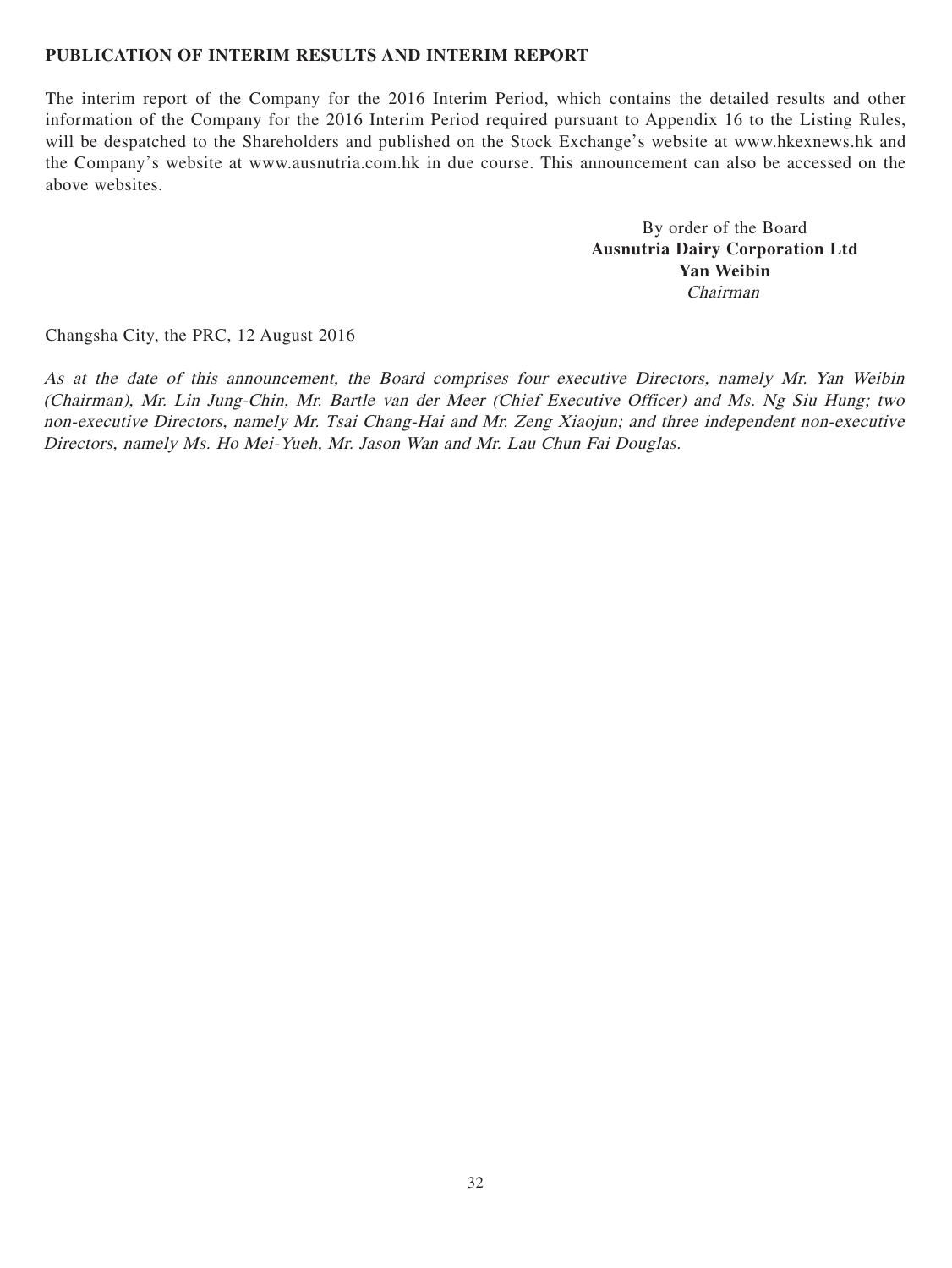## PUBLICATION OF INTERIM RESULTS AND INTERIM REPORT

The interim report of the Company for the 2016 Interim Period, which contains the detailed results and other information of the Company for the 2016 Interim Period required pursuant to Appendix 16 to the Listing Rules, will be despatched to the Shareholders and published on the Stock Exchange's website at www.hkexnews.hk and the Company's website at www.ausnutria.com.hk in due course. This announcement can also be accessed on the above websites.

By order of the Board
**Ausnutria Dairy Corporation Ltd**
**Yan Weibin**
*Chairman*

Changsha City, the PRC, 12 August 2016

*As at the date of this announcement, the Board comprises four executive Directors, namely Mr. Yan Weibin (Chairman), Mr. Lin Jung-Chin, Mr. Bartle van der Meer (Chief Executive Officer) and Ms. Ng Siu Hung; two non-executive Directors, namely Mr. Tsai Chang-Hai and Mr. Zeng Xiaojun; and three independent non-executive Directors, namely Ms. Ho Mei-Yueh, Mr. Jason Wan and Mr. Lau Chun Fai Douglas.*